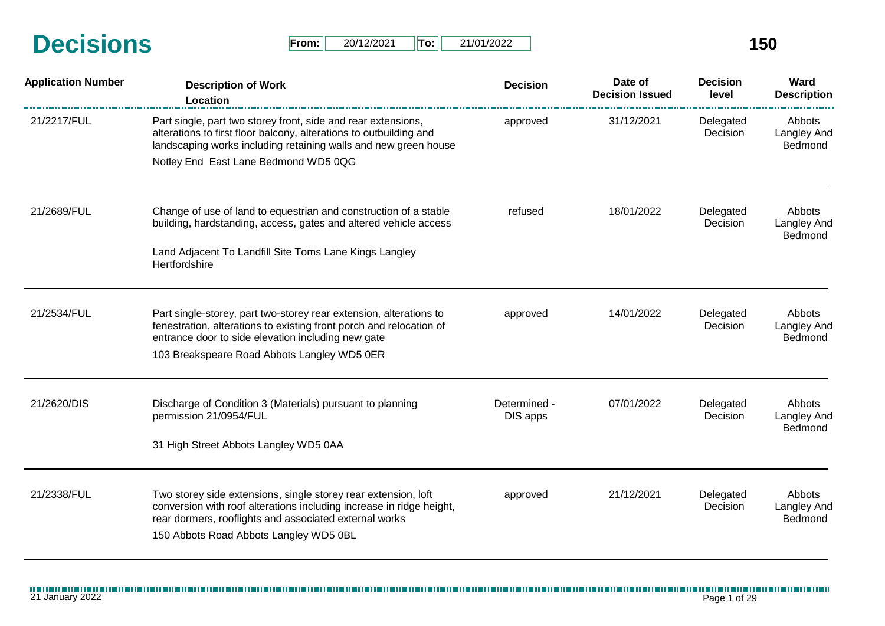# Decisions

**From:** 20/12/2021 **To:** 21/01/2022

**150**

| Application Number | Description of Work<br>Location | Decision | Date of Decision Issued | Decision level | Ward Description |
|---|---|---|---|---|---|
| 21/2217/FUL | Part single, part two storey front, side and rear extensions, alterations to first floor balcony, alterations to outbuilding and landscaping works including retaining walls and new green house<br>Notley End East Lane Bedmond WD5 0QG | approved | 31/12/2021 | Delegated Decision | Abbots Langley And Bedmond |
| 21/2689/FUL | Change of use of land to equestrian and construction of a stable building, hardstanding, access, gates and altered vehicle access<br>Land Adjacent To Landfill Site Toms Lane Kings Langley Hertfordshire | refused | 18/01/2022 | Delegated Decision | Abbots Langley And Bedmond |
| 21/2534/FUL | Part single-storey, part two-storey rear extension, alterations to fenestration, alterations to existing front porch and relocation of entrance door to side elevation including new gate<br>103 Breakspeare Road Abbots Langley WD5 0ER | approved | 14/01/2022 | Delegated Decision | Abbots Langley And Bedmond |
| 21/2620/DIS | Discharge of Condition 3 (Materials) pursuant to planning permission 21/0954/FUL<br>31 High Street Abbots Langley WD5 0AA | Determined - DIS apps | 07/01/2022 | Delegated Decision | Abbots Langley And Bedmond |
| 21/2338/FUL | Two storey side extensions, single storey rear extension, loft conversion with roof alterations including increase in ridge height, rear dormers, rooflights and associated external works<br>150 Abbots Road Abbots Langley WD5 0BL | approved | 21/12/2021 | Delegated Decision | Abbots Langley And Bedmond |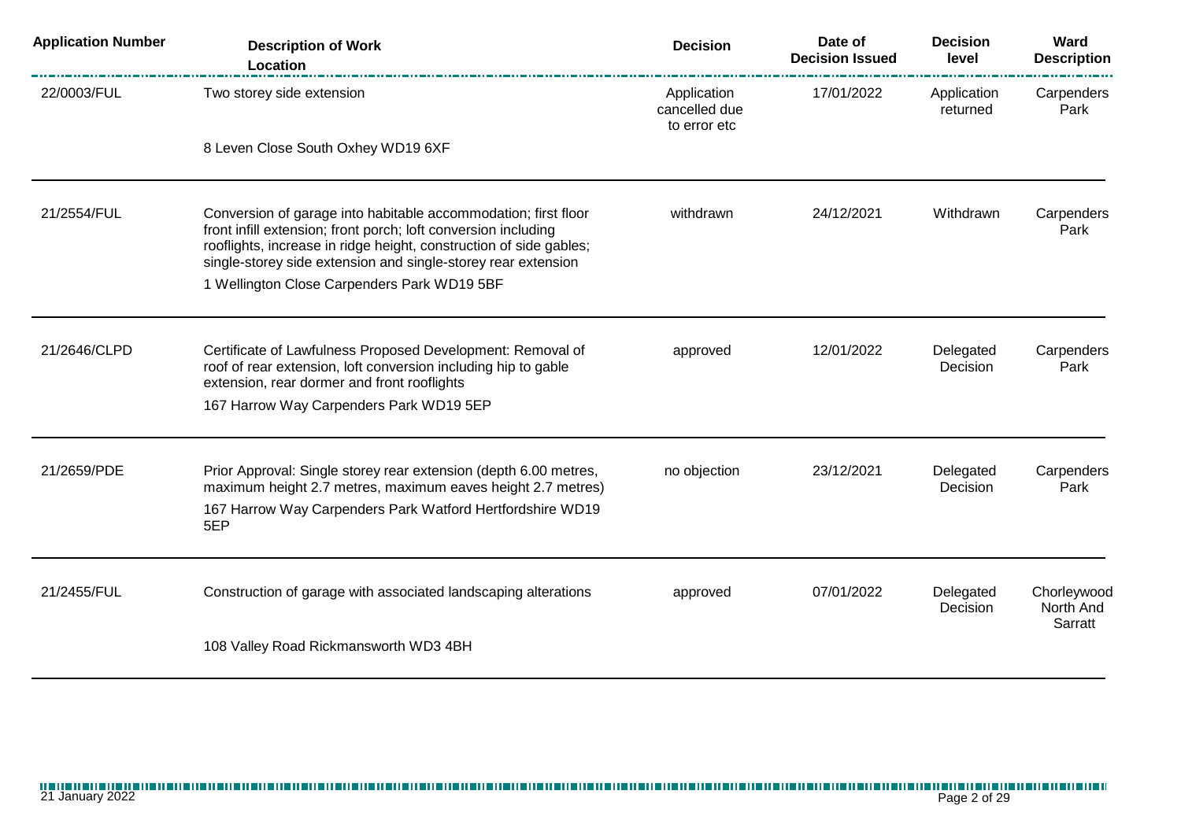| Application Number | Description of Work<br>Location | Decision | Date of Decision Issued | Decision level | Ward Description |
|---|---|---|---|---|---|
| 22/0003/FUL | Two storey side extension<br><br>8 Leven Close South Oxhey WD19 6XF | Application cancelled due to error etc | 17/01/2022 | Application returned | Carpenders Park |
| 21/2554/FUL | Conversion of garage into habitable accommodation; first floor front infill extension; front porch; loft conversion including rooflights, increase in ridge height, construction of side gables; single-storey side extension and single-storey rear extension<br><br>1 Wellington Close Carpenders Park WD19 5BF | withdrawn | 24/12/2021 | Withdrawn | Carpenders Park |
| 21/2646/CLPD | Certificate of Lawfulness Proposed Development: Removal of roof of rear extension, loft conversion including hip to gable extension, rear dormer and front rooflights<br><br>167 Harrow Way Carpenders Park WD19 5EP | approved | 12/01/2022 | Delegated Decision | Carpenders Park |
| 21/2659/PDE | Prior Approval: Single storey rear extension (depth 6.00 metres, maximum height 2.7 metres, maximum eaves height 2.7 metres)<br><br>167 Harrow Way Carpenders Park Watford Hertfordshire WD19 5EP | no objection | 23/12/2021 | Delegated Decision | Carpenders Park |
| 21/2455/FUL | Construction of garage with associated landscaping alterations<br><br>108 Valley Road Rickmansworth WD3 4BH | approved | 07/01/2022 | Delegated Decision | Chorleywood North And Sarratt |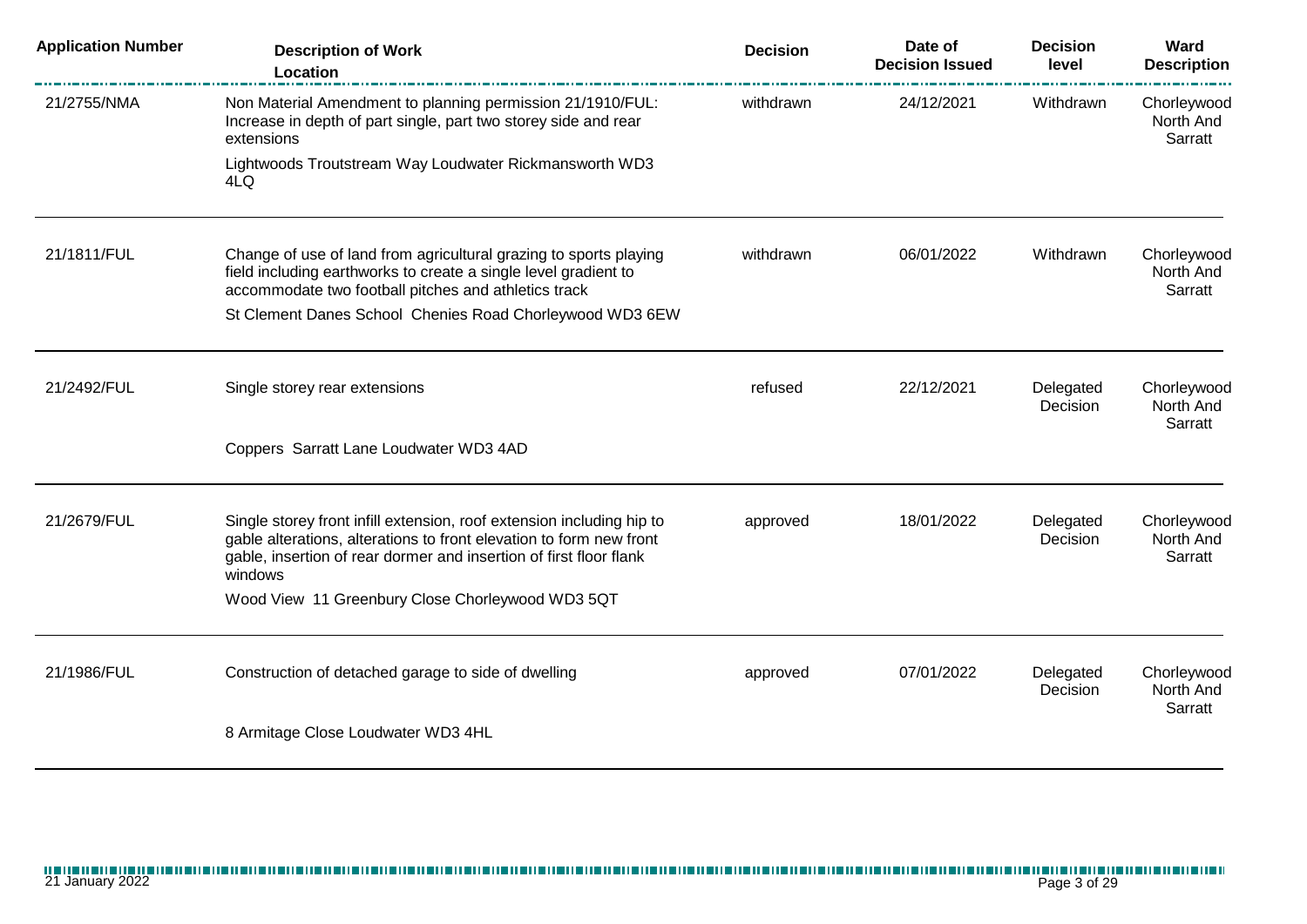| Application Number | Description of Work<br>Location | Decision | Date of Decision Issued | Decision level | Ward Description |
|---|---|---|---|---|---|
| 21/2755/NMA | Non Material Amendment to planning permission 21/1910/FUL: Increase in depth of part single, part two storey side and rear extensions<br>Lightwoods Troutstream Way Loudwater Rickmansworth WD3 4LQ | withdrawn | 24/12/2021 | Withdrawn | Chorleywood North And Sarratt |
| 21/1811/FUL | Change of use of land from agricultural grazing to sports playing field including earthworks to create a single level gradient to accommodate two football pitches and athletics track<br>St Clement Danes School Chenies Road Chorleywood WD3 6EW | withdrawn | 06/01/2022 | Withdrawn | Chorleywood North And Sarratt |
| 21/2492/FUL | Single storey rear extensions<br>Coppers Sarratt Lane Loudwater WD3 4AD | refused | 22/12/2021 | Delegated Decision | Chorleywood North And Sarratt |
| 21/2679/FUL | Single storey front infill extension, roof extension including hip to gable alterations, alterations to front elevation to form new front gable, insertion of rear dormer and insertion of first floor flank windows<br>Wood View 11 Greenbury Close Chorleywood WD3 5QT | approved | 18/01/2022 | Delegated Decision | Chorleywood North And Sarratt |
| 21/1986/FUL | Construction of detached garage to side of dwelling<br>8 Armitage Close Loudwater WD3 4HL | approved | 07/01/2022 | Delegated Decision | Chorleywood North And Sarratt |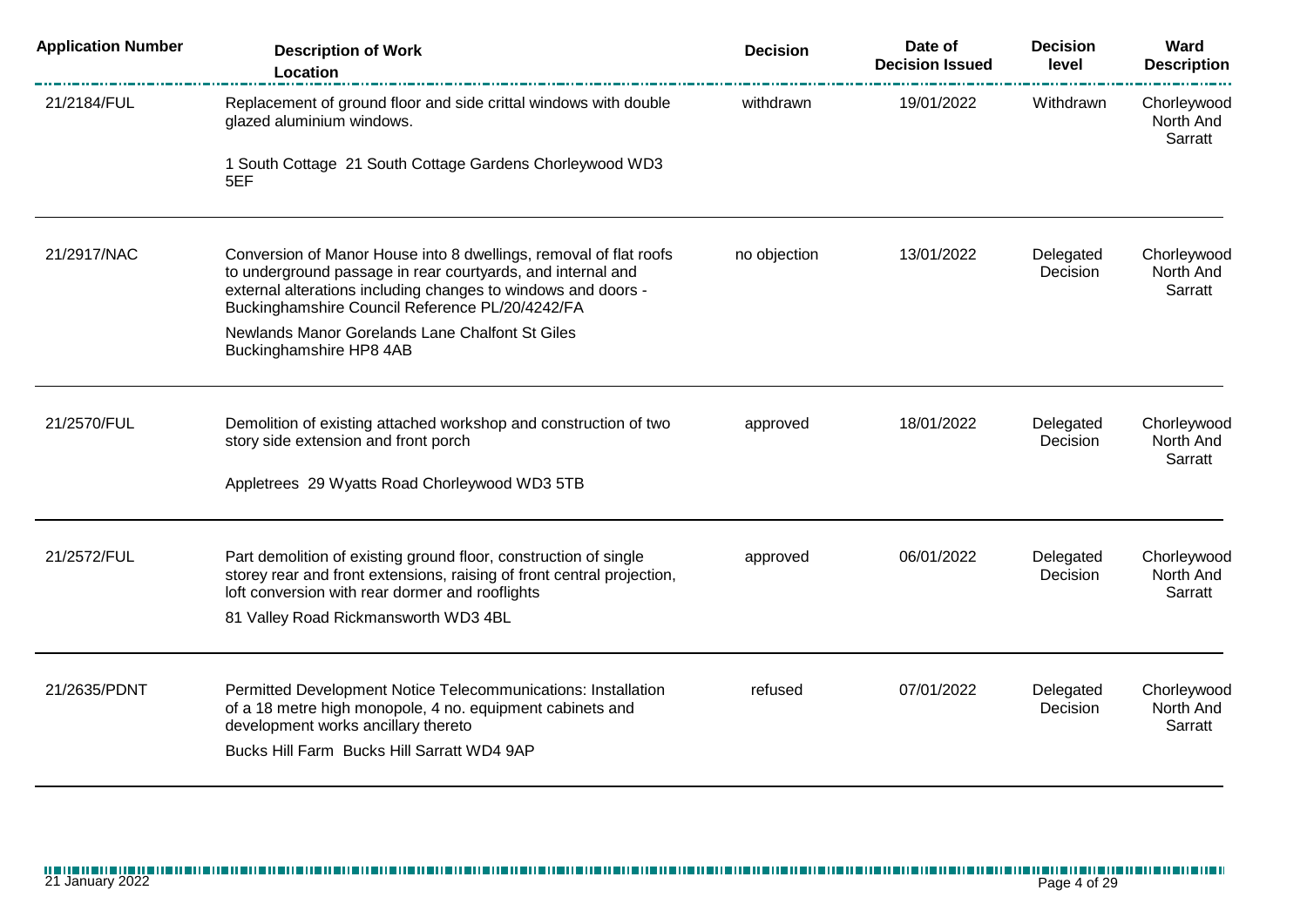| Application Number | Description of Work<br>Location | Decision | Date of Decision Issued | Decision level | Ward Description |
|---|---|---|---|---|---|
| 21/2184/FUL | Replacement of ground floor and side crittal windows with double glazed aluminium windows.<br>1 South Cottage 21 South Cottage Gardens Chorleywood WD3 5EF | withdrawn | 19/01/2022 | Withdrawn | Chorleywood North And Sarratt |
| 21/2917/NAC | Conversion of Manor House into 8 dwellings, removal of flat roofs to underground passage in rear courtyards, and internal and external alterations including changes to windows and doors - Buckinghamshire Council Reference PL/20/4242/FA<br>Newlands Manor Gorelands Lane Chalfont St Giles Buckinghamshire HP8 4AB | no objection | 13/01/2022 | Delegated Decision | Chorleywood North And Sarratt |
| 21/2570/FUL | Demolition of existing attached workshop and construction of two story side extension and front porch<br>Appletrees 29 Wyatts Road Chorleywood WD3 5TB | approved | 18/01/2022 | Delegated Decision | Chorleywood North And Sarratt |
| 21/2572/FUL | Part demolition of existing ground floor, construction of single storey rear and front extensions, raising of front central projection, loft conversion with rear dormer and rooflights<br>81 Valley Road Rickmansworth WD3 4BL | approved | 06/01/2022 | Delegated Decision | Chorleywood North And Sarratt |
| 21/2635/PDNT | Permitted Development Notice Telecommunications: Installation of a 18 metre high monopole, 4 no. equipment cabinets and development works ancillary thereto<br>Bucks Hill Farm Bucks Hill Sarratt WD4 9AP | refused | 07/01/2022 | Delegated Decision | Chorleywood North And Sarratt |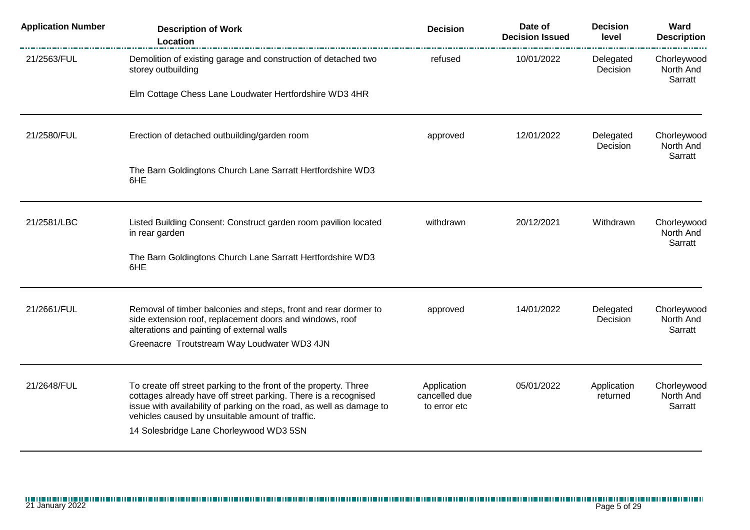| Application Number | Description of Work<br>Location | Decision | Date of Decision Issued | Decision level | Ward Description |
|---|---|---|---|---|---|
| 21/2563/FUL | Demolition of existing garage and construction of detached two storey outbuilding<br><br>Elm Cottage Chess Lane Loudwater Hertfordshire WD3 4HR | refused | 10/01/2022 | Delegated Decision | Chorleywood North And Sarratt |
| 21/2580/FUL | Erection of detached outbuilding/garden room<br><br>The Barn Goldingtons Church Lane Sarratt Hertfordshire WD3 6HE | approved | 12/01/2022 | Delegated Decision | Chorleywood North And Sarratt |
| 21/2581/LBC | Listed Building Consent: Construct garden room pavilion located in rear garden<br><br>The Barn Goldingtons Church Lane Sarratt Hertfordshire WD3 6HE | withdrawn | 20/12/2021 | Withdrawn | Chorleywood North And Sarratt |
| 21/2661/FUL | Removal of timber balconies and steps, front and rear dormer to side extension roof, replacement doors and windows, roof alterations and painting of external walls<br><br>Greenacre Troutstream Way Loudwater WD3 4JN | approved | 14/01/2022 | Delegated Decision | Chorleywood North And Sarratt |
| 21/2648/FUL | To create off street parking to the front of the property. Three cottages already have off street parking. There is a recognised issue with availability of parking on the road, as well as damage to vehicles caused by unsuitable amount of traffic.<br><br>14 Solesbridge Lane Chorleywood WD3 5SN | Application cancelled due to error etc | 05/01/2022 | Application returned | Chorleywood North And Sarratt |

21 January 2022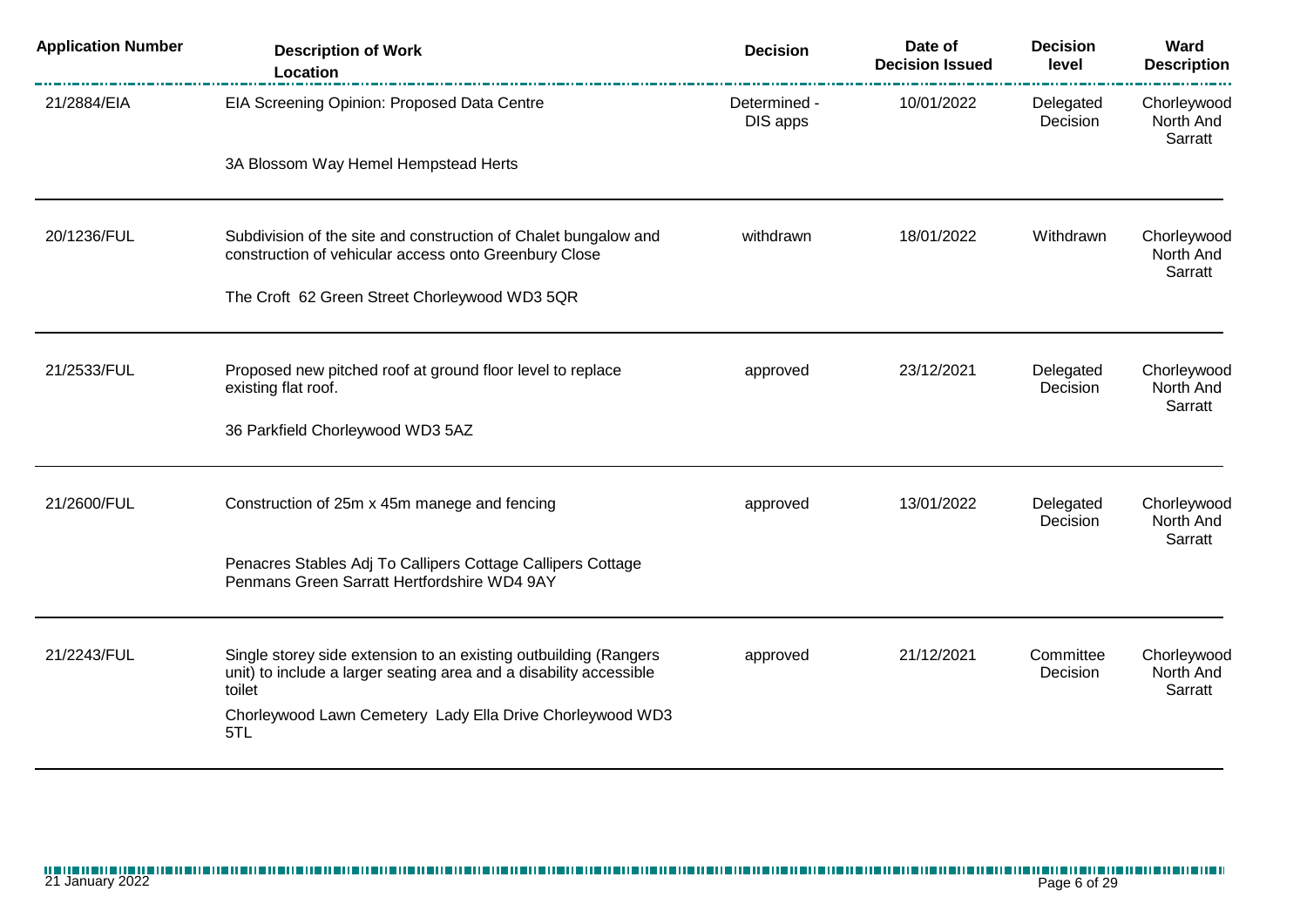| Application Number | Description of Work<br>Location | Decision | Date of Decision Issued | Decision level | Ward Description |
|---|---|---|---|---|---|
| 21/2884/EIA | EIA Screening Opinion: Proposed Data Centre<br><br>3A Blossom Way Hemel Hempstead Herts | Determined - DIS apps | 10/01/2022 | Delegated Decision | Chorleywood North And Sarratt |
| 20/1236/FUL | Subdivision of the site and construction of Chalet bungalow and construction of vehicular access onto Greenbury Close<br><br>The Croft 62 Green Street Chorleywood WD3 5QR | withdrawn | 18/01/2022 | Withdrawn | Chorleywood North And Sarratt |
| 21/2533/FUL | Proposed new pitched roof at ground floor level to replace existing flat roof.<br><br>36 Parkfield Chorleywood WD3 5AZ | approved | 23/12/2021 | Delegated Decision | Chorleywood North And Sarratt |
| 21/2600/FUL | Construction of 25m x 45m manege and fencing<br><br>Penacres Stables Adj To Callipers Cottage Callipers Cottage Penmans Green Sarratt Hertfordshire WD4 9AY | approved | 13/01/2022 | Delegated Decision | Chorleywood North And Sarratt |
| 21/2243/FUL | Single storey side extension to an existing outbuilding (Rangers unit) to include a larger seating area and a disability accessible toilet<br><br>Chorleywood Lawn Cemetery Lady Ella Drive Chorleywood WD3 5TL | approved | 21/12/2021 | Committee Decision | Chorleywood North And Sarratt |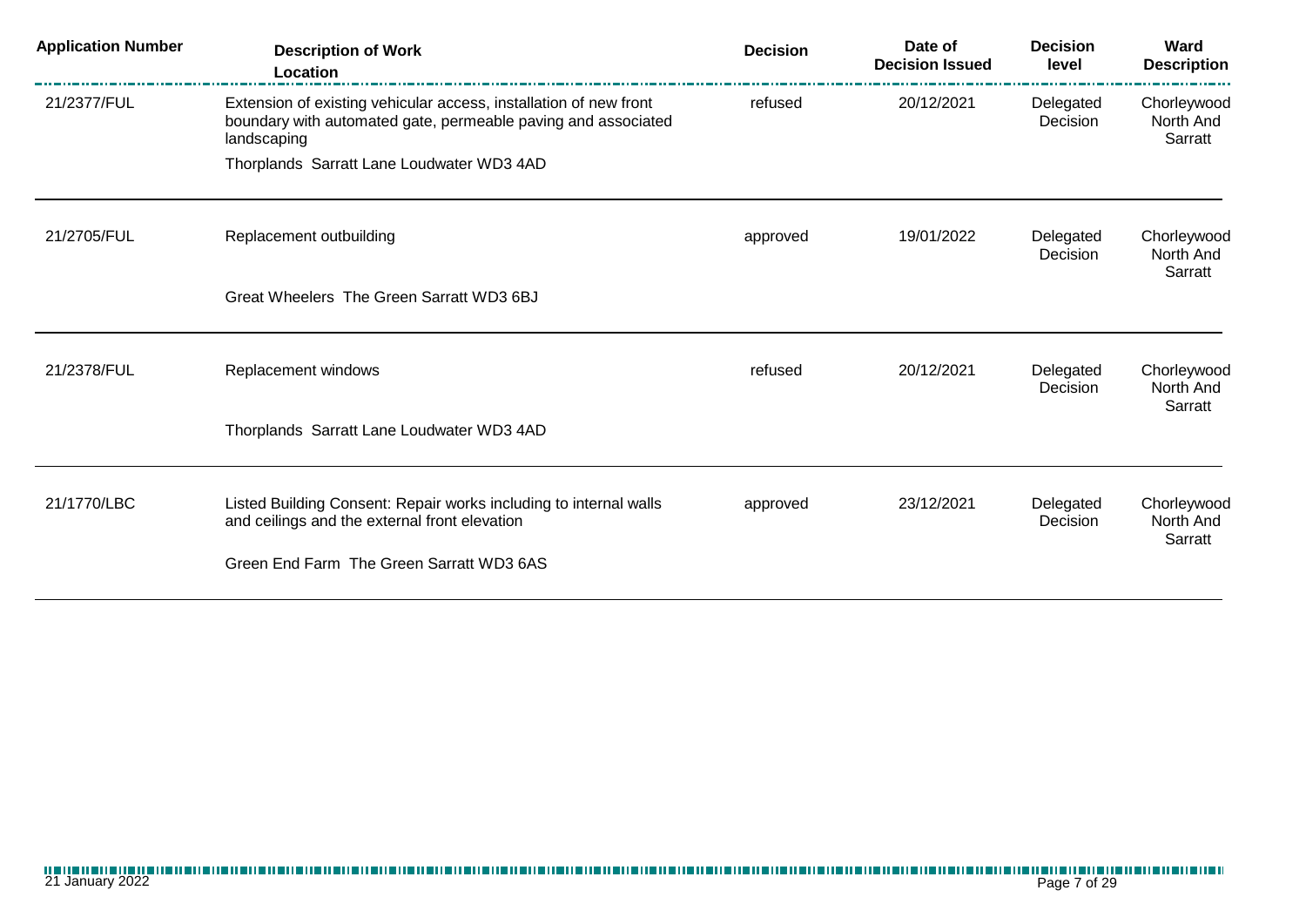| Application Number | Description of Work<br>Location | Decision | Date of Decision Issued | Decision level | Ward Description |
|---|---|---|---|---|---|
| 21/2377/FUL | Extension of existing vehicular access, installation of new front boundary with automated gate, permeable paving and associated landscaping<br>Thorplands Sarratt Lane Loudwater WD3 4AD | refused | 20/12/2021 | Delegated Decision | Chorleywood North And Sarratt |
| 21/2705/FUL | Replacement outbuilding<br>Great Wheelers The Green Sarratt WD3 6BJ | approved | 19/01/2022 | Delegated Decision | Chorleywood North And Sarratt |
| 21/2378/FUL | Replacement windows<br>Thorplands Sarratt Lane Loudwater WD3 4AD | refused | 20/12/2021 | Delegated Decision | Chorleywood North And Sarratt |
| 21/1770/LBC | Listed Building Consent: Repair works including to internal walls and ceilings and the external front elevation<br>Green End Farm The Green Sarratt WD3 6AS | approved | 23/12/2021 | Delegated Decision | Chorleywood North And Sarratt |

21 January 2022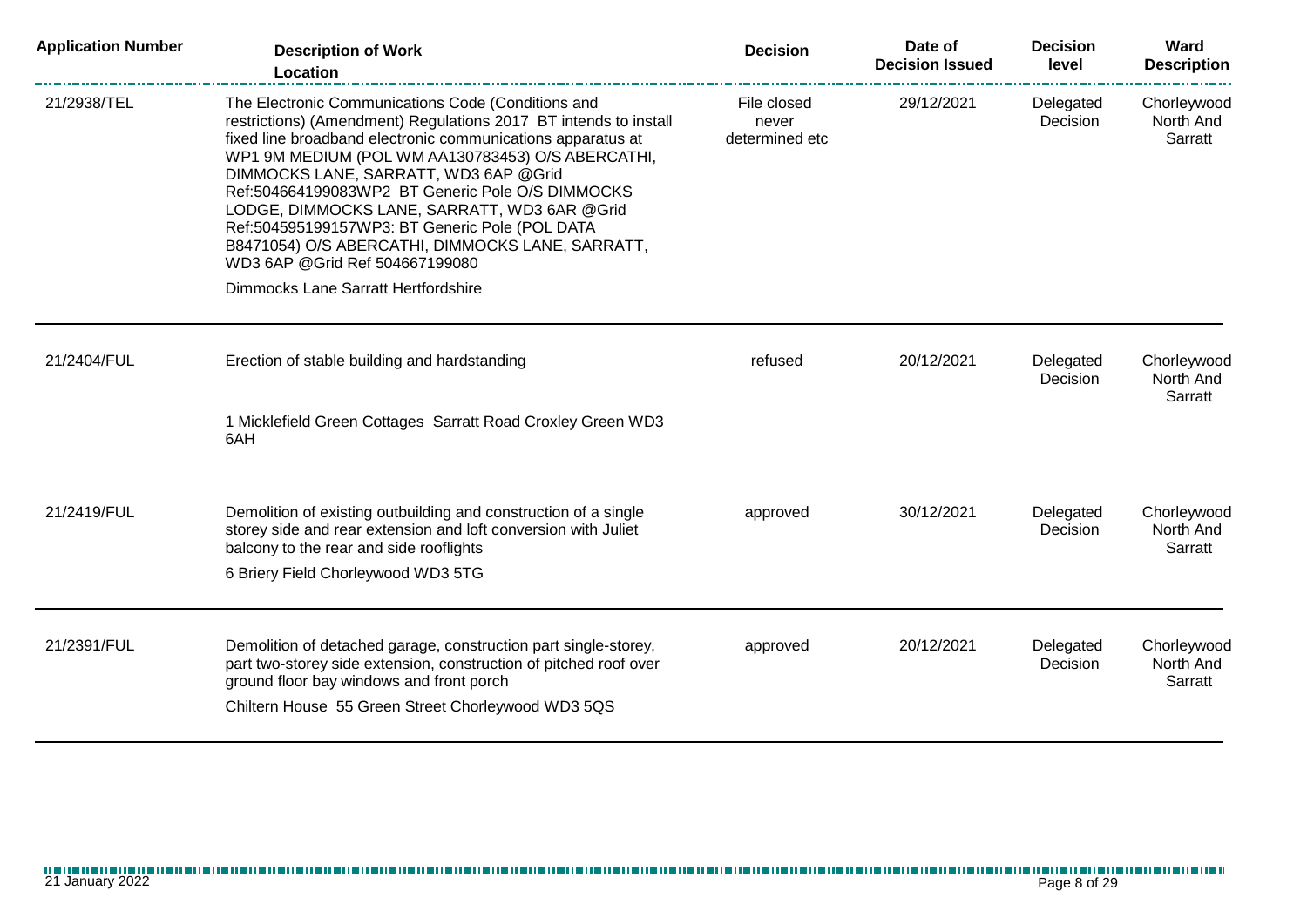| Application Number | Description of Work<br>Location | Decision | Date of Decision Issued | Decision level | Ward Description |
|---|---|---|---|---|---|
| 21/2938/TEL | The Electronic Communications Code (Conditions and restrictions) (Amendment) Regulations 2017 BT intends to install fixed line broadband electronic communications apparatus at WP1 9M MEDIUM (POL WM AA130783453) O/S ABERCATHI, DIMMOCKS LANE, SARRATT, WD3 6AP @Grid Ref:504664199083WP2 BT Generic Pole O/S DIMMOCKS LODGE, DIMMOCKS LANE, SARRATT, WD3 6AR @Grid Ref:504595199157WP3: BT Generic Pole (POL DATA B8471054) O/S ABERCATHI, DIMMOCKS LANE, SARRATT, WD3 6AP @Grid Ref 504667199080<br>Dimmocks Lane Sarratt Hertfordshire | File closed never determined etc | 29/12/2021 | Delegated Decision | Chorleywood North And Sarratt |
| 21/2404/FUL | Erection of stable building and hardstanding<br>1 Micklefield Green Cottages Sarratt Road Croxley Green WD3 6AH | refused | 20/12/2021 | Delegated Decision | Chorleywood North And Sarratt |
| 21/2419/FUL | Demolition of existing outbuilding and construction of a single storey side and rear extension and loft conversion with Juliet balcony to the rear and side rooflights<br>6 Briery Field Chorleywood WD3 5TG | approved | 30/12/2021 | Delegated Decision | Chorleywood North And Sarratt |
| 21/2391/FUL | Demolition of detached garage, construction part single-storey, part two-storey side extension, construction of pitched roof over ground floor bay windows and front porch<br>Chiltern House 55 Green Street Chorleywood WD3 5QS | approved | 20/12/2021 | Delegated Decision | Chorleywood North And Sarratt |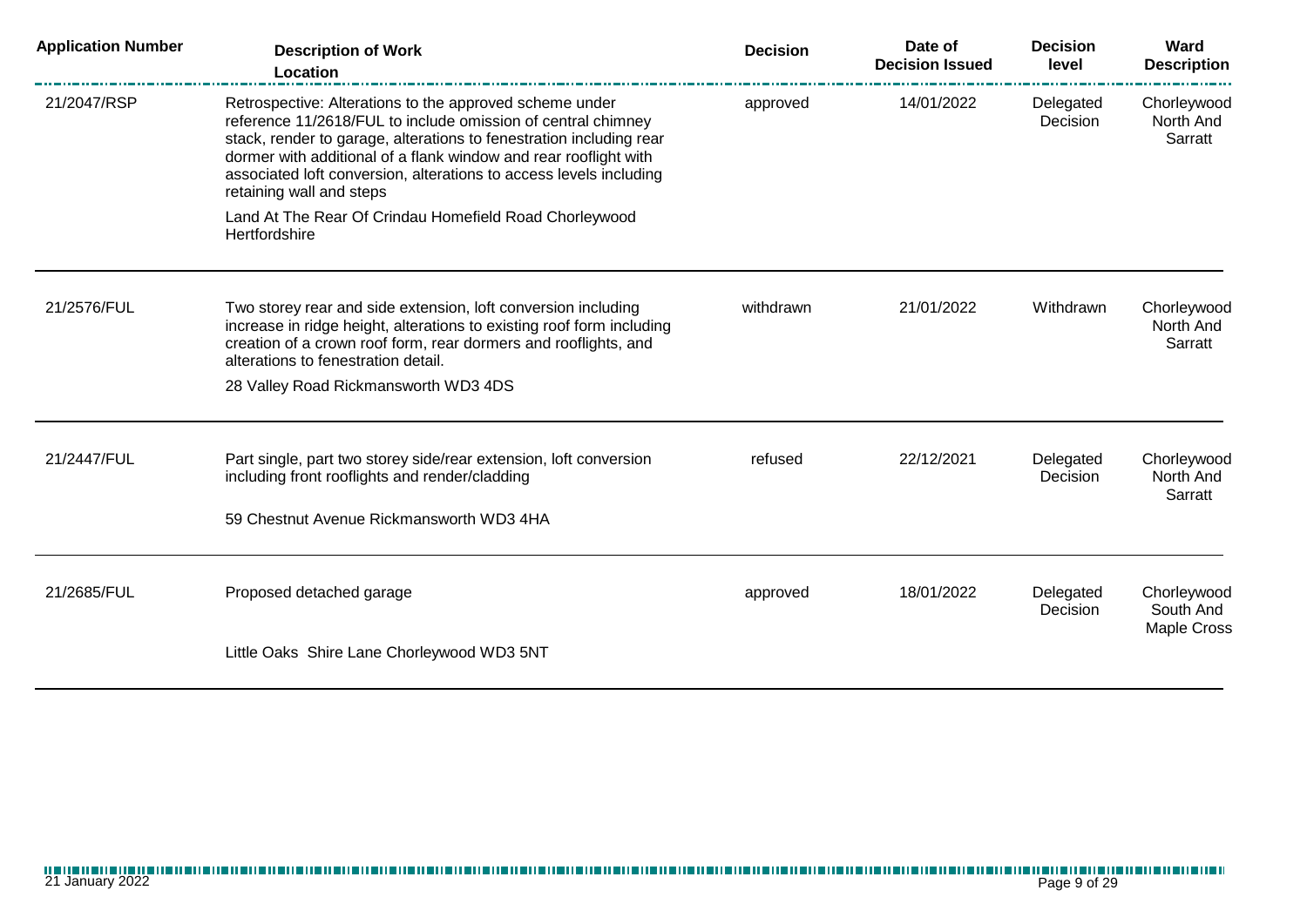| Application Number | Description of Work<br>Location | Decision | Date of Decision Issued | Decision level | Ward Description |
|---|---|---|---|---|---|
| 21/2047/RSP | Retrospective: Alterations to the approved scheme under reference 11/2618/FUL to include omission of central chimney stack, render to garage, alterations to fenestration including rear dormer with additional of a flank window and rear rooflight with associated loft conversion, alterations to access levels including retaining wall and steps<br><br>Land At The Rear Of Crindau Homefield Road Chorleywood Hertfordshire | approved | 14/01/2022 | Delegated Decision | Chorleywood North And Sarratt |
| 21/2576/FUL | Two storey rear and side extension, loft conversion including increase in ridge height, alterations to existing roof form including creation of a crown roof form, rear dormers and rooflights, and alterations to fenestration detail.<br><br>28 Valley Road Rickmansworth WD3 4DS | withdrawn | 21/01/2022 | Withdrawn | Chorleywood North And Sarratt |
| 21/2447/FUL | Part single, part two storey side/rear extension, loft conversion including front rooflights and render/cladding<br><br>59 Chestnut Avenue Rickmansworth WD3 4HA | refused | 22/12/2021 | Delegated Decision | Chorleywood North And Sarratt |
| 21/2685/FUL | Proposed detached garage<br><br>Little Oaks Shire Lane Chorleywood WD3 5NT | approved | 18/01/2022 | Delegated Decision | Chorleywood South And Maple Cross |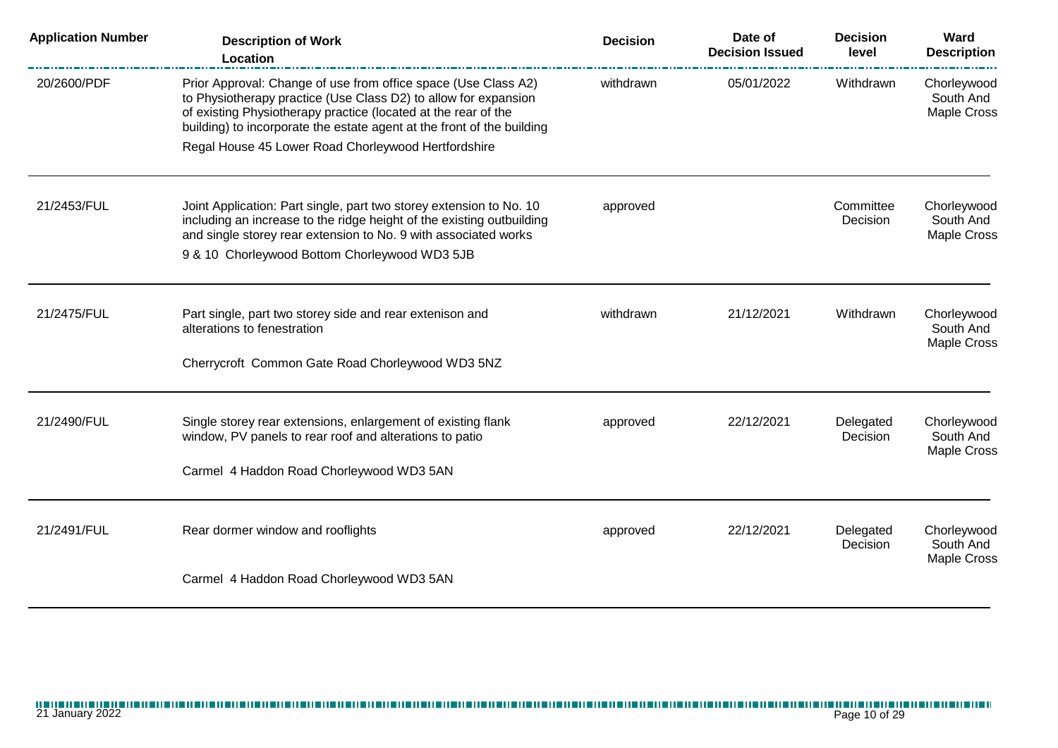| Application Number | Description of Work<br>Location | Decision | Date of Decision Issued | Decision level | Ward Description |
|---|---|---|---|---|---|
| 20/2600/PDF | Prior Approval: Change of use from office space (Use Class A2) to Physiotherapy practice (Use Class D2) to allow for expansion of existing Physiotherapy practice (located at the rear of the building) to incorporate the estate agent at the front of the building<br>Regal House 45 Lower Road Chorleywood Hertfordshire | withdrawn | 05/01/2022 | Withdrawn | Chorleywood South And Maple Cross |
| 21/2453/FUL | Joint Application: Part single, part two storey extension to No. 10 including an increase to the ridge height of the existing outbuilding and single storey rear extension to No. 9 with associated works<br>9 & 10 Chorleywood Bottom Chorleywood WD3 5JB | approved | | Committee Decision | Chorleywood South And Maple Cross |
| 21/2475/FUL | Part single, part two storey side and rear extenison and alterations to fenestration<br>Cherrycroft Common Gate Road Chorleywood WD3 5NZ | withdrawn | 21/12/2021 | Withdrawn | Chorleywood South And Maple Cross |
| 21/2490/FUL | Single storey rear extensions, enlargement of existing flank window, PV panels to rear roof and alterations to patio<br>Carmel 4 Haddon Road Chorleywood WD3 5AN | approved | 22/12/2021 | Delegated Decision | Chorleywood South And Maple Cross |
| 21/2491/FUL | Rear dormer window and rooflights<br>Carmel 4 Haddon Road Chorleywood WD3 5AN | approved | 22/12/2021 | Delegated Decision | Chorleywood South And Maple Cross |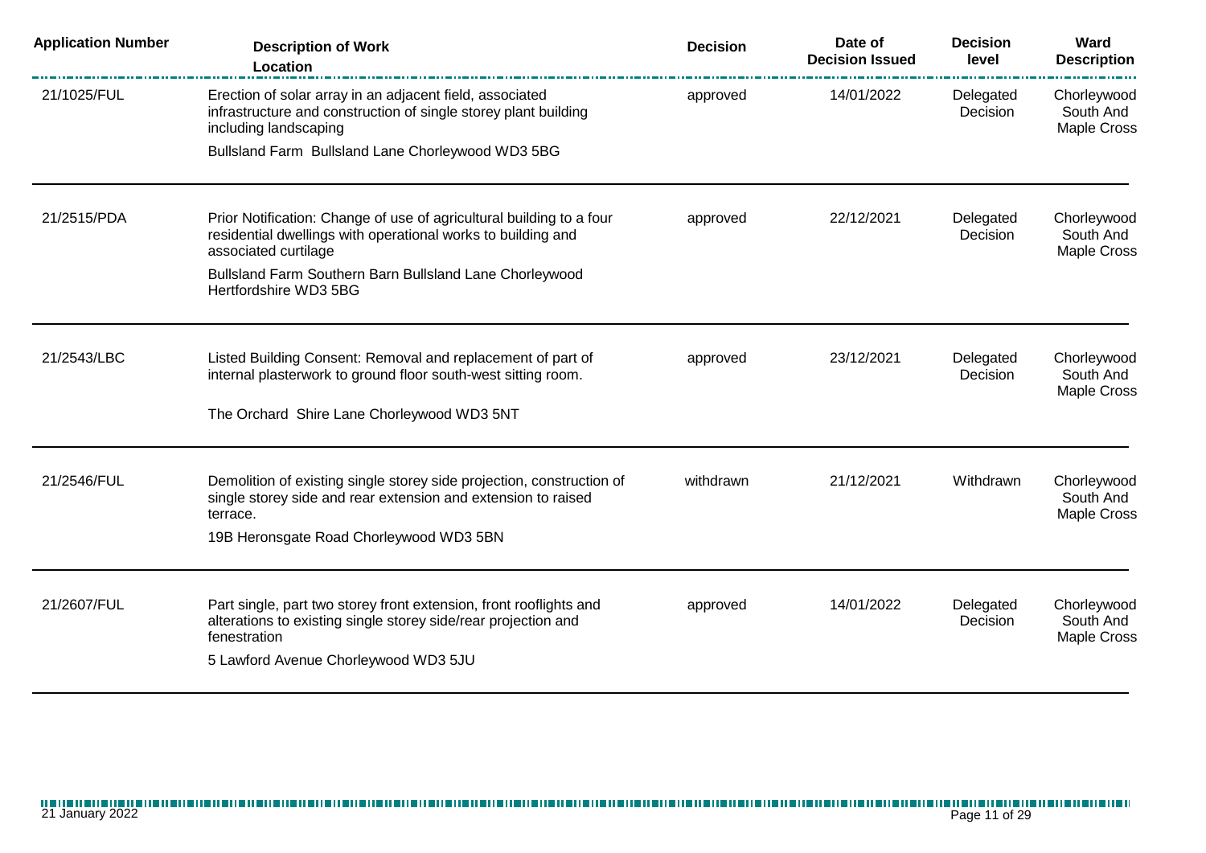| Application Number | Description of Work<br>Location | Decision | Date of Decision Issued | Decision level | Ward Description |
|---|---|---|---|---|---|
| 21/1025/FUL | Erection of solar array in an adjacent field, associated infrastructure and construction of single storey plant building including landscaping<br>Bullsland Farm Bullsland Lane Chorleywood WD3 5BG | approved | 14/01/2022 | Delegated Decision | Chorleywood South And Maple Cross |
| 21/2515/PDA | Prior Notification: Change of use of agricultural building to a four residential dwellings with operational works to building and associated curtilage<br>Bullsland Farm Southern Barn Bullsland Lane Chorleywood Hertfordshire WD3 5BG | approved | 22/12/2021 | Delegated Decision | Chorleywood South And Maple Cross |
| 21/2543/LBC | Listed Building Consent: Removal and replacement of part of internal plasterwork to ground floor south-west sitting room.<br>The Orchard Shire Lane Chorleywood WD3 5NT | approved | 23/12/2021 | Delegated Decision | Chorleywood South And Maple Cross |
| 21/2546/FUL | Demolition of existing single storey side projection, construction of single storey side and rear extension and extension to raised terrace.<br>19B Heronsgate Road Chorleywood WD3 5BN | withdrawn | 21/12/2021 | Withdrawn | Chorleywood South And Maple Cross |
| 21/2607/FUL | Part single, part two storey front extension, front rooflights and alterations to existing single storey side/rear projection and fenestration<br>5 Lawford Avenue Chorleywood WD3 5JU | approved | 14/01/2022 | Delegated Decision | Chorleywood South And Maple Cross |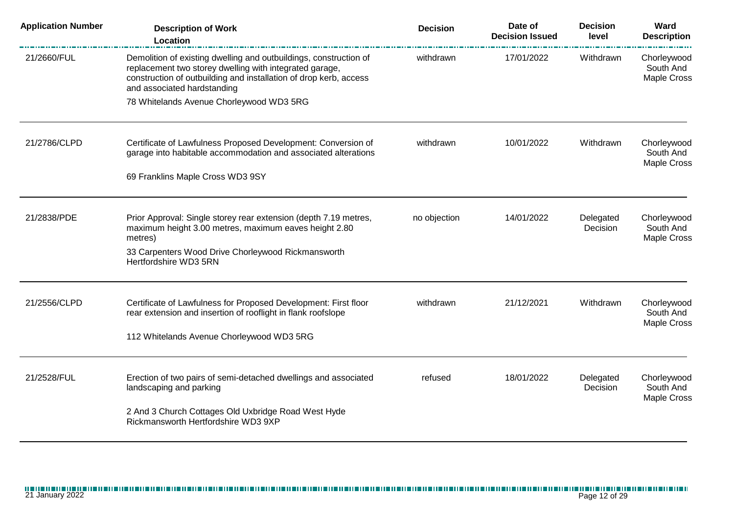| Application Number | Description of Work<br>Location | Decision | Date of Decision Issued | Decision level | Ward Description |
| --- | --- | --- | --- | --- | --- |
| 21/2660/FUL | Demolition of existing dwelling and outbuildings, construction of replacement two storey dwelling with integrated garage, construction of outbuilding and installation of drop kerb, access and associated hardstanding<br><br>78 Whitelands Avenue Chorleywood WD3 5RG | withdrawn | 17/01/2022 | Withdrawn | Chorleywood South And Maple Cross |
| 21/2786/CLPD | Certificate of Lawfulness Proposed Development: Conversion of garage into habitable accommodation and associated alterations<br><br>69 Franklins Maple Cross WD3 9SY | withdrawn | 10/01/2022 | Withdrawn | Chorleywood South And Maple Cross |
| 21/2838/PDE | Prior Approval: Single storey rear extension (depth 7.19 metres, maximum height 3.00 metres, maximum eaves height 2.80 metres)<br><br>33 Carpenters Wood Drive Chorleywood Rickmansworth Hertfordshire WD3 5RN | no objection | 14/01/2022 | Delegated Decision | Chorleywood South And Maple Cross |
| 21/2556/CLPD | Certificate of Lawfulness for Proposed Development: First floor rear extension and insertion of rooflight in flank roofslope<br><br>112 Whitelands Avenue Chorleywood WD3 5RG | withdrawn | 21/12/2021 | Withdrawn | Chorleywood South And Maple Cross |
| 21/2528/FUL | Erection of two pairs of semi-detached dwellings and associated landscaping and parking<br><br>2 And 3 Church Cottages Old Uxbridge Road West Hyde Rickmansworth Hertfordshire WD3 9XP | refused | 18/01/2022 | Delegated Decision | Chorleywood South And Maple Cross |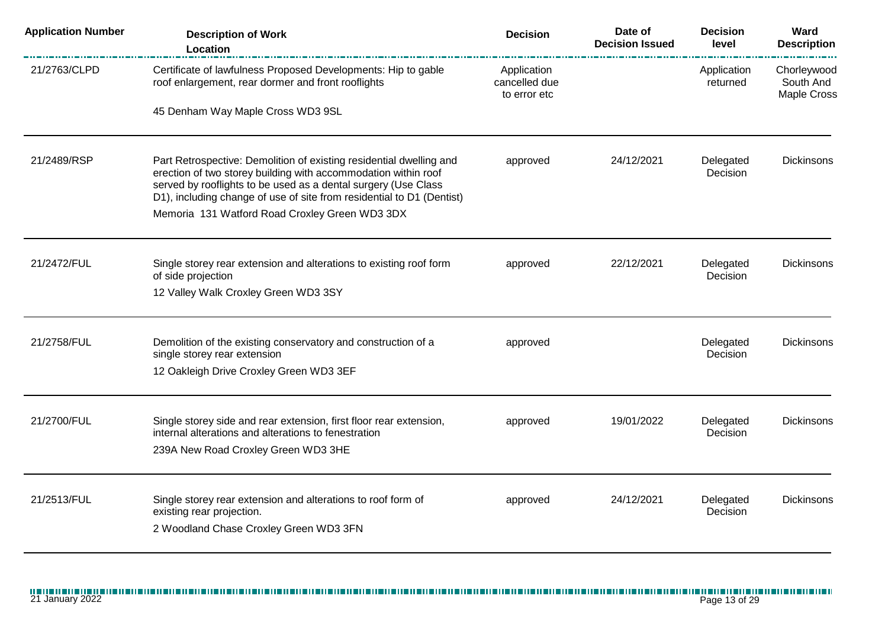| Application Number | Description of Work<br>Location | Decision | Date of Decision Issued | Decision level | Ward Description |
|---|---|---|---|---|---|
| 21/2763/CLPD | Certificate of lawfulness Proposed Developments: Hip to gable roof enlargement, rear dormer and front rooflights<br>45 Denham Way Maple Cross WD3 9SL | Application cancelled due to error etc | | Application returned | Chorleywood South And Maple Cross |
| 21/2489/RSP | Part Retrospective: Demolition of existing residential dwelling and erection of two storey building with accommodation within roof served by rooflights to be used as a dental surgery (Use Class D1), including change of use of site from residential to D1 (Dentist)<br>Memoria 131 Watford Road Croxley Green WD3 3DX | approved | 24/12/2021 | Delegated Decision | Dickinsons |
| 21/2472/FUL | Single storey rear extension and alterations to existing roof form of side projection<br>12 Valley Walk Croxley Green WD3 3SY | approved | 22/12/2021 | Delegated Decision | Dickinsons |
| 21/2758/FUL | Demolition of the existing conservatory and construction of a single storey rear extension<br>12 Oakleigh Drive Croxley Green WD3 3EF | approved | | Delegated Decision | Dickinsons |
| 21/2700/FUL | Single storey side and rear extension, first floor rear extension, internal alterations and alterations to fenestration<br>239A New Road Croxley Green WD3 3HE | approved | 19/01/2022 | Delegated Decision | Dickinsons |
| 21/2513/FUL | Single storey rear extension and alterations to roof form of existing rear projection.<br>2 Woodland Chase Croxley Green WD3 3FN | approved | 24/12/2021 | Delegated Decision | Dickinsons |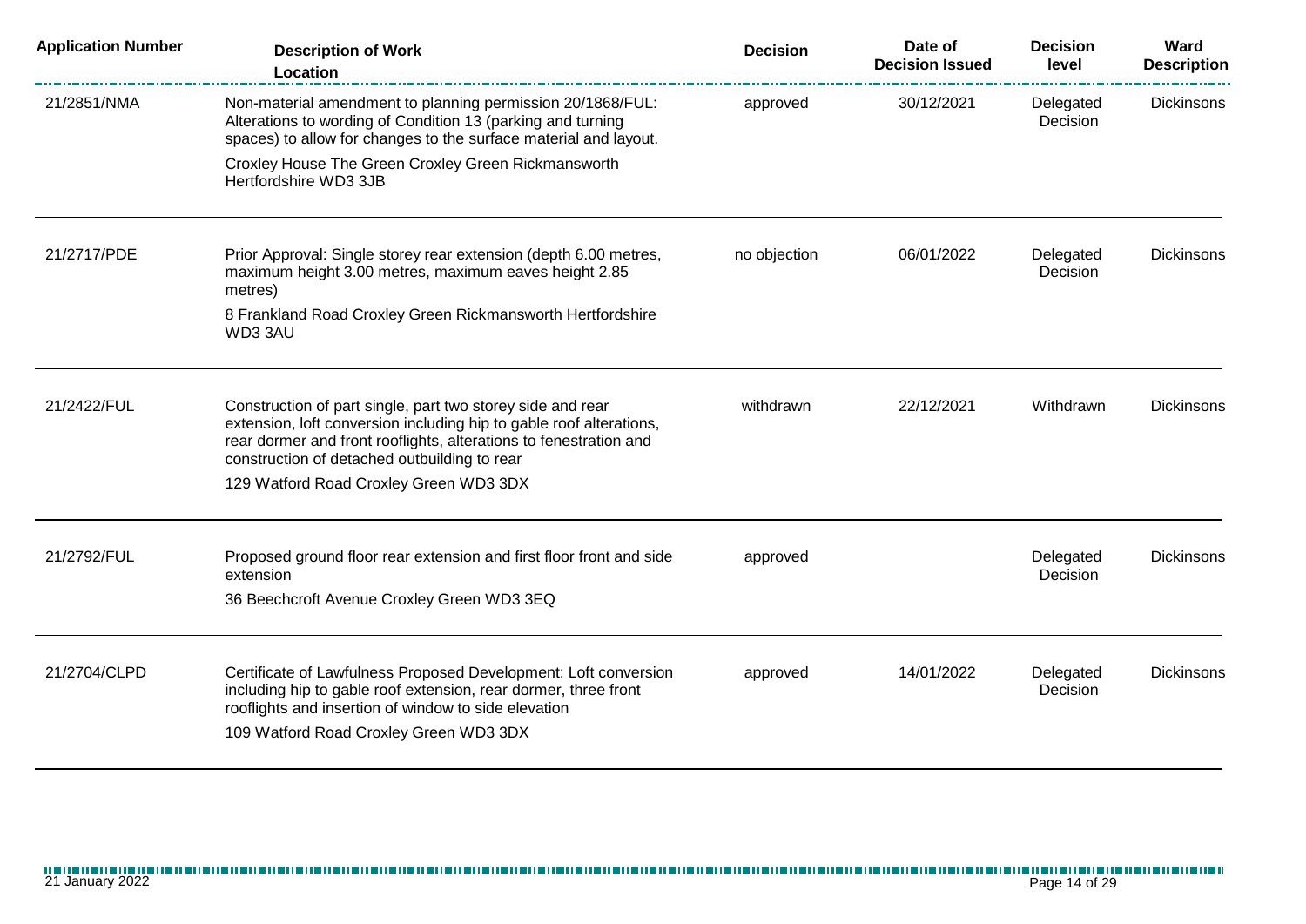| Application Number | Description of Work<br>Location | Decision | Date of Decision Issued | Decision level | Ward Description |
|---|---|---|---|---|---|
| 21/2851/NMA | Non-material amendment to planning permission 20/1868/FUL: Alterations to wording of Condition 13 (parking and turning spaces) to allow for changes to the surface material and layout.<br>Croxley House The Green Croxley Green Rickmansworth Hertfordshire WD3 3JB | approved | 30/12/2021 | Delegated Decision | Dickinsons |
| 21/2717/PDE | Prior Approval: Single storey rear extension (depth 6.00 metres, maximum height 3.00 metres, maximum eaves height 2.85 metres)<br>8 Frankland Road Croxley Green Rickmansworth Hertfordshire WD3 3AU | no objection | 06/01/2022 | Delegated Decision | Dickinsons |
| 21/2422/FUL | Construction of part single, part two storey side and rear extension, loft conversion including hip to gable roof alterations, rear dormer and front rooflights, alterations to fenestration and construction of detached outbuilding to rear<br>129 Watford Road Croxley Green WD3 3DX | withdrawn | 22/12/2021 | Withdrawn | Dickinsons |
| 21/2792/FUL | Proposed ground floor rear extension and first floor front and side extension<br>36 Beechcroft Avenue Croxley Green WD3 3EQ | approved | | Delegated Decision | Dickinsons |
| 21/2704/CLPD | Certificate of Lawfulness Proposed Development: Loft conversion including hip to gable roof extension, rear dormer, three front rooflights and insertion of window to side elevation<br>109 Watford Road Croxley Green WD3 3DX | approved | 14/01/2022 | Delegated Decision | Dickinsons |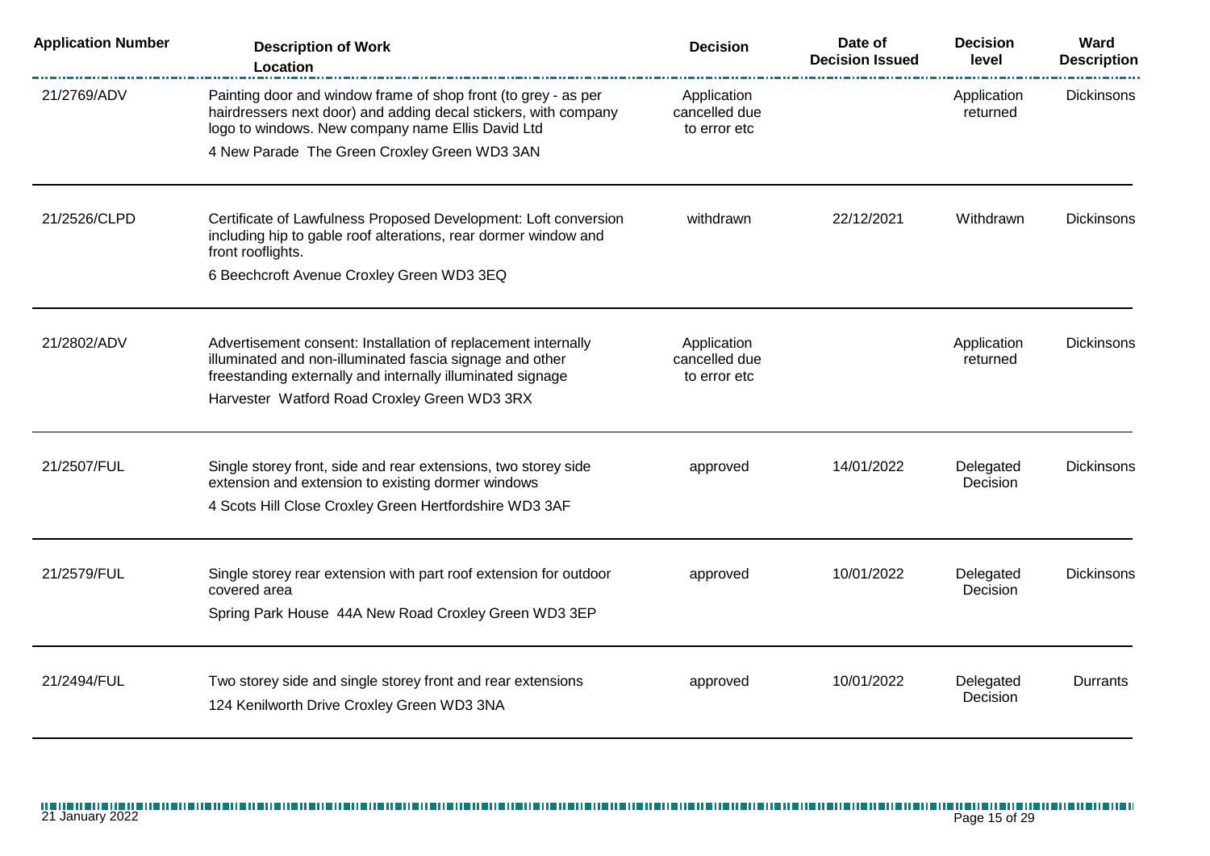| Application Number | Description of Work Location | Decision | Date of Decision Issued | Decision level | Ward Description |
|---|---|---|---|---|---|
| 21/2769/ADV | Painting door and window frame of shop front (to grey - as per hairdressers next door) and adding decal stickers, with company logo to windows. New company name Ellis David Ltd<br>4 New Parade The Green Croxley Green WD3 3AN | Application cancelled due to error etc | | Application returned | Dickinsons |
| 21/2526/CLPD | Certificate of Lawfulness Proposed Development: Loft conversion including hip to gable roof alterations, rear dormer window and front rooflights.<br>6 Beechcroft Avenue Croxley Green WD3 3EQ | withdrawn | 22/12/2021 | Withdrawn | Dickinsons |
| 21/2802/ADV | Advertisement consent: Installation of replacement internally illuminated and non-illuminated fascia signage and other freestanding externally and internally illuminated signage<br>Harvester Watford Road Croxley Green WD3 3RX | Application cancelled due to error etc | | Application returned | Dickinsons |
| 21/2507/FUL | Single storey front, side and rear extensions, two storey side extension and extension to existing dormer windows<br>4 Scots Hill Close Croxley Green Hertfordshire WD3 3AF | approved | 14/01/2022 | Delegated Decision | Dickinsons |
| 21/2579/FUL | Single storey rear extension with part roof extension for outdoor covered area<br>Spring Park House 44A New Road Croxley Green WD3 3EP | approved | 10/01/2022 | Delegated Decision | Dickinsons |
| 21/2494/FUL | Two storey side and single storey front and rear extensions<br>124 Kenilworth Drive Croxley Green WD3 3NA | approved | 10/01/2022 | Delegated Decision | Durrants |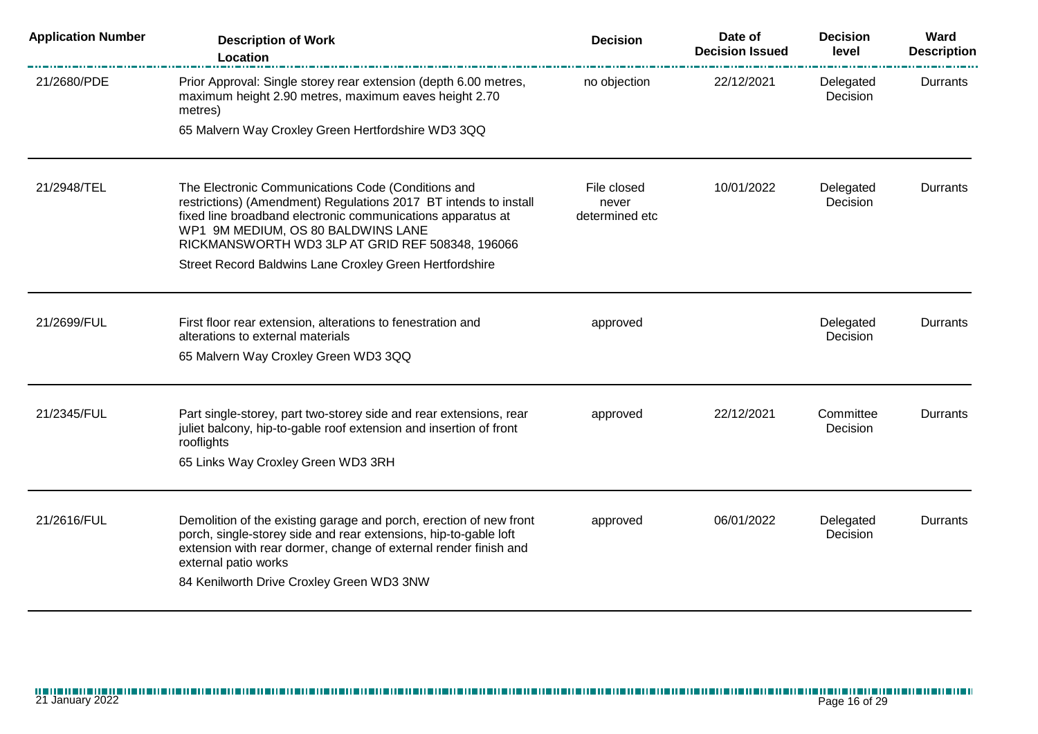| Application Number | Description of Work<br>Location | Decision | Date of Decision Issued | Decision level | Ward Description |
|---|---|---|---|---|---|
| 21/2680/PDE | Prior Approval: Single storey rear extension (depth 6.00 metres, maximum height 2.90 metres, maximum eaves height 2.70 metres)<br>65 Malvern Way Croxley Green Hertfordshire WD3 3QQ | no objection | 22/12/2021 | Delegated Decision | Durrants |
| 21/2948/TEL | The Electronic Communications Code (Conditions and restrictions) (Amendment) Regulations 2017 BT intends to install fixed line broadband electronic communications apparatus at WP1 9M MEDIUM, OS 80 BALDWINS LANE RICKMANSWORTH WD3 3LP AT GRID REF 508348, 196066<br>Street Record Baldwins Lane Croxley Green Hertfordshire | File closed never determined etc | 10/01/2022 | Delegated Decision | Durrants |
| 21/2699/FUL | First floor rear extension, alterations to fenestration and alterations to external materials<br>65 Malvern Way Croxley Green WD3 3QQ | approved | | Delegated Decision | Durrants |
| 21/2345/FUL | Part single-storey, part two-storey side and rear extensions, rear juliet balcony, hip-to-gable roof extension and insertion of front rooflights<br>65 Links Way Croxley Green WD3 3RH | approved | 22/12/2021 | Committee Decision | Durrants |
| 21/2616/FUL | Demolition of the existing garage and porch, erection of new front porch, single-storey side and rear extensions, hip-to-gable loft extension with rear dormer, change of external render finish and external patio works<br>84 Kenilworth Drive Croxley Green WD3 3NW | approved | 06/01/2022 | Delegated Decision | Durrants |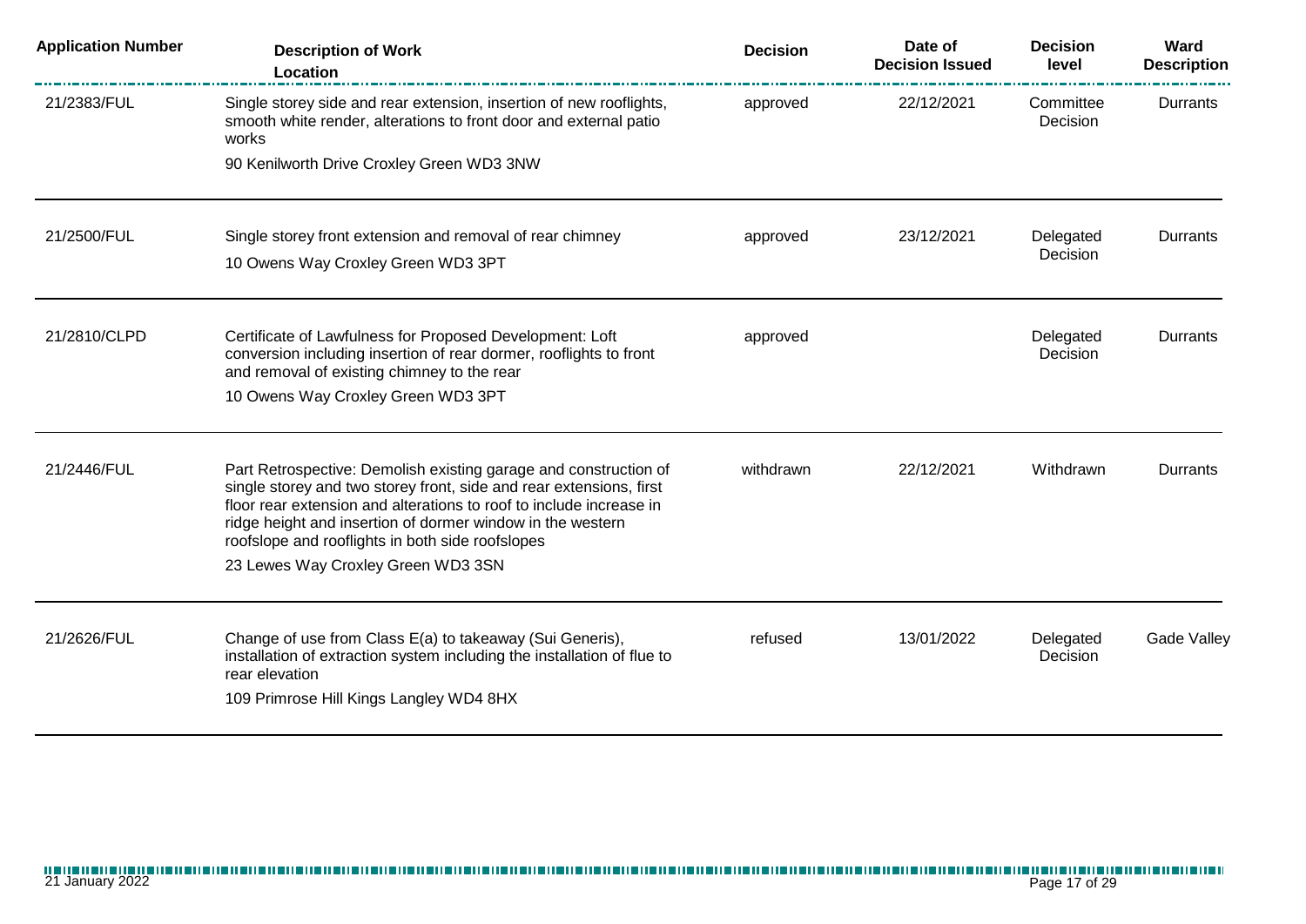| Application Number | Description of Work<br>Location | Decision | Date of Decision Issued | Decision level | Ward Description |
|---|---|---|---|---|---|
| 21/2383/FUL | Single storey side and rear extension, insertion of new rooflights, smooth white render, alterations to front door and external patio works<br>90 Kenilworth Drive Croxley Green WD3 3NW | approved | 22/12/2021 | Committee Decision | Durrants |
| 21/2500/FUL | Single storey front extension and removal of rear chimney<br>10 Owens Way Croxley Green WD3 3PT | approved | 23/12/2021 | Delegated Decision | Durrants |
| 21/2810/CLPD | Certificate of Lawfulness for Proposed Development: Loft conversion including insertion of rear dormer, rooflights to front and removal of existing chimney to the rear<br>10 Owens Way Croxley Green WD3 3PT | approved | | Delegated Decision | Durrants |
| 21/2446/FUL | Part Retrospective: Demolish existing garage and construction of single storey and two storey front, side and rear extensions, first floor rear extension and alterations to roof to include increase in ridge height and insertion of dormer window in the western roofslope and rooflights in both side roofslopes<br>23 Lewes Way Croxley Green WD3 3SN | withdrawn | 22/12/2021 | Withdrawn | Durrants |
| 21/2626/FUL | Change of use from Class E(a) to takeaway (Sui Generis), installation of extraction system including the installation of flue to rear elevation<br>109 Primrose Hill Kings Langley WD4 8HX | refused | 13/01/2022 | Delegated Decision | Gade Valley |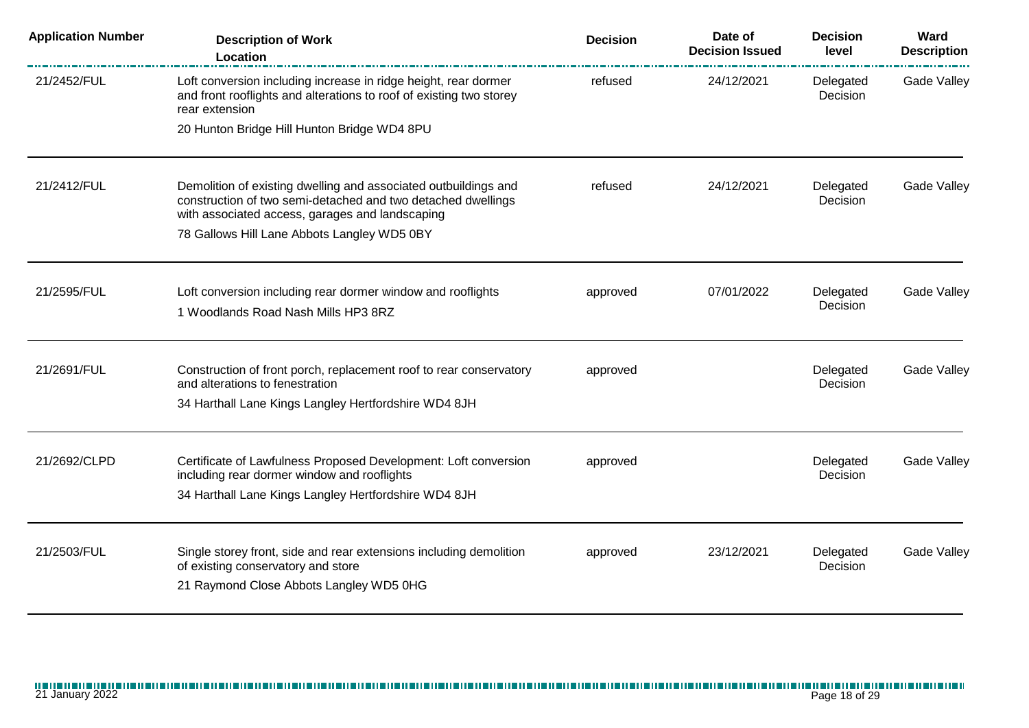| Application Number | Description of Work Location | Decision | Date of Decision Issued | Decision level | Ward Description |
|---|---|---|---|---|---|
| 21/2452/FUL | Loft conversion including increase in ridge height, rear dormer and front rooflights and alterations to roof of existing two storey rear extension<br>20 Hunton Bridge Hill Hunton Bridge WD4 8PU | refused | 24/12/2021 | Delegated Decision | Gade Valley |
| 21/2412/FUL | Demolition of existing dwelling and associated outbuildings and construction of two semi-detached and two detached dwellings with associated access, garages and landscaping<br>78 Gallows Hill Lane Abbots Langley WD5 0BY | refused | 24/12/2021 | Delegated Decision | Gade Valley |
| 21/2595/FUL | Loft conversion including rear dormer window and rooflights<br>1 Woodlands Road Nash Mills HP3 8RZ | approved | 07/01/2022 | Delegated Decision | Gade Valley |
| 21/2691/FUL | Construction of front porch, replacement roof to rear conservatory and alterations to fenestration<br>34 Harthall Lane Kings Langley Hertfordshire WD4 8JH | approved | | Delegated Decision | Gade Valley |
| 21/2692/CLPD | Certificate of Lawfulness Proposed Development: Loft conversion including rear dormer window and rooflights<br>34 Harthall Lane Kings Langley Hertfordshire WD4 8JH | approved | | Delegated Decision | Gade Valley |
| 21/2503/FUL | Single storey front, side and rear extensions including demolition of existing conservatory and store<br>21 Raymond Close Abbots Langley WD5 0HG | approved | 23/12/2021 | Delegated Decision | Gade Valley |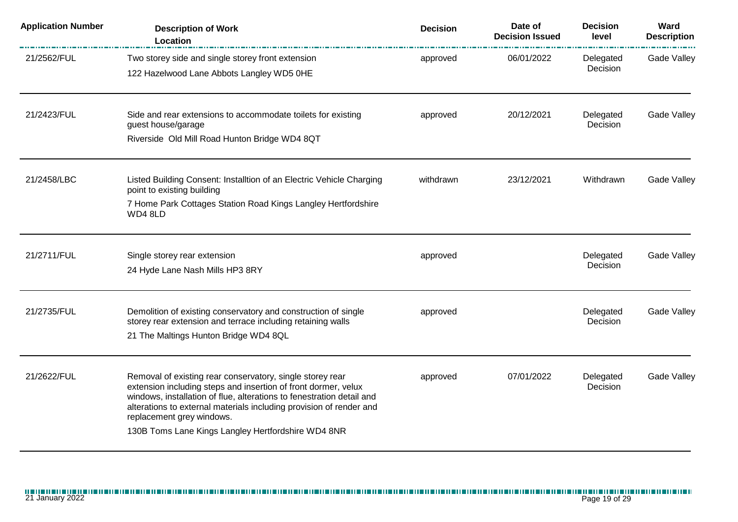| Application Number | Description of Work<br>Location | Decision | Date of Decision Issued | Decision level | Ward Description |
|---|---|---|---|---|---|
| 21/2562/FUL | Two storey side and single storey front extension<br>122 Hazelwood Lane Abbots Langley WD5 0HE | approved | 06/01/2022 | Delegated Decision | Gade Valley |
| 21/2423/FUL | Side and rear extensions to accommodate toilets for existing guest house/garage<br>Riverside Old Mill Road Hunton Bridge WD4 8QT | approved | 20/12/2021 | Delegated Decision | Gade Valley |
| 21/2458/LBC | Listed Building Consent: Installtion of an Electric Vehicle Charging point to existing building<br>7 Home Park Cottages Station Road Kings Langley Hertfordshire WD4 8LD | withdrawn | 23/12/2021 | Withdrawn | Gade Valley |
| 21/2711/FUL | Single storey rear extension<br>24 Hyde Lane Nash Mills HP3 8RY | approved | | Delegated Decision | Gade Valley |
| 21/2735/FUL | Demolition of existing conservatory and construction of single storey rear extension and terrace including retaining walls<br>21 The Maltings Hunton Bridge WD4 8QL | approved | | Delegated Decision | Gade Valley |
| 21/2622/FUL | Removal of existing rear conservatory, single storey rear extension including steps and insertion of front dormer, velux windows, installation of flue, alterations to fenestration detail and alterations to external materials including provision of render and replacement grey windows.<br>130B Toms Lane Kings Langley Hertfordshire WD4 8NR | approved | 07/01/2022 | Delegated Decision | Gade Valley |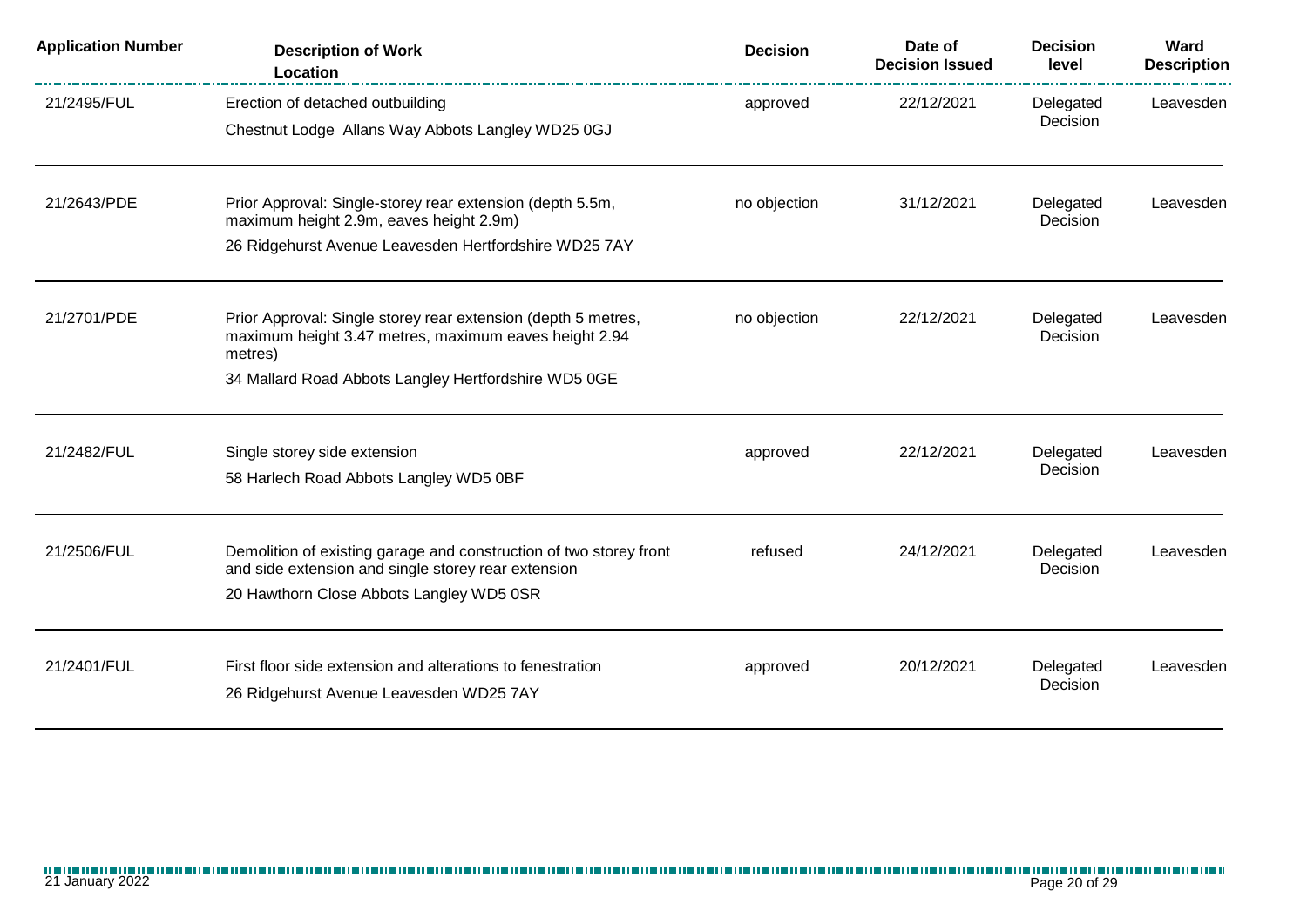| Application Number | Description of Work<br>Location | Decision | Date of Decision Issued | Decision level | Ward Description |
|---|---|---|---|---|---|
| 21/2495/FUL | Erection of detached outbuilding<br>Chestnut Lodge Allans Way Abbots Langley WD25 0GJ | approved | 22/12/2021 | Delegated Decision | Leavesden |
| 21/2643/PDE | Prior Approval: Single-storey rear extension (depth 5.5m, maximum height 2.9m, eaves height 2.9m)<br>26 Ridgehurst Avenue Leavesden Hertfordshire WD25 7AY | no objection | 31/12/2021 | Delegated Decision | Leavesden |
| 21/2701/PDE | Prior Approval: Single storey rear extension (depth 5 metres, maximum height 3.47 metres, maximum eaves height 2.94 metres)<br>34 Mallard Road Abbots Langley Hertfordshire WD5 0GE | no objection | 22/12/2021 | Delegated Decision | Leavesden |
| 21/2482/FUL | Single storey side extension<br>58 Harlech Road Abbots Langley WD5 0BF | approved | 22/12/2021 | Delegated Decision | Leavesden |
| 21/2506/FUL | Demolition of existing garage and construction of two storey front and side extension and single storey rear extension<br>20 Hawthorn Close Abbots Langley WD5 0SR | refused | 24/12/2021 | Delegated Decision | Leavesden |
| 21/2401/FUL | First floor side extension and alterations to fenestration<br>26 Ridgehurst Avenue Leavesden WD25 7AY | approved | 20/12/2021 | Delegated Decision | Leavesden |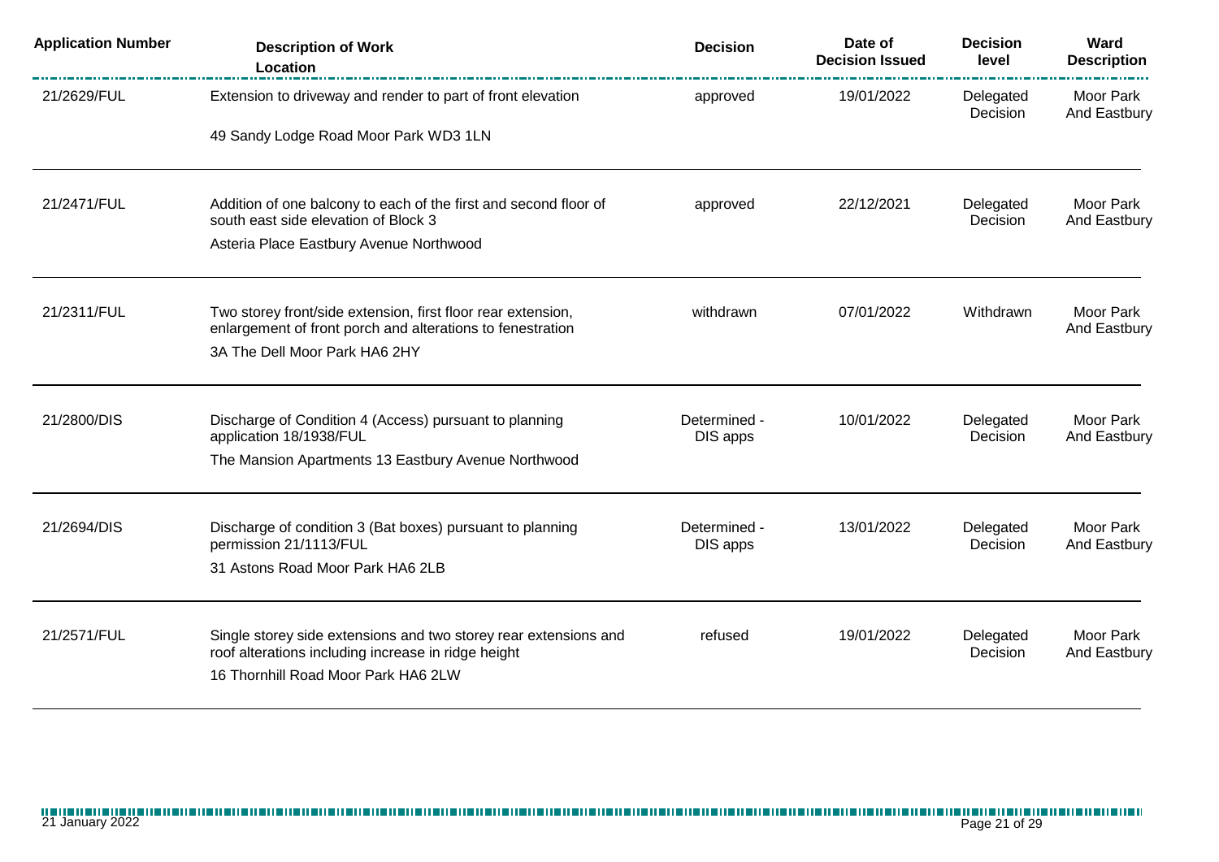| Application Number | Description of Work<br>Location | Decision | Date of Decision Issued | Decision level | Ward Description |
|---|---|---|---|---|---|
| 21/2629/FUL | Extension to driveway and render to part of front elevation<br>49 Sandy Lodge Road Moor Park WD3 1LN | approved | 19/01/2022 | Delegated Decision | Moor Park And Eastbury |
| 21/2471/FUL | Addition of one balcony to each of the first and second floor of south east side elevation of Block 3<br>Asteria Place Eastbury Avenue Northwood | approved | 22/12/2021 | Delegated Decision | Moor Park And Eastbury |
| 21/2311/FUL | Two storey front/side extension, first floor rear extension, enlargement of front porch and alterations to fenestration<br>3A The Dell Moor Park HA6 2HY | withdrawn | 07/01/2022 | Withdrawn | Moor Park And Eastbury |
| 21/2800/DIS | Discharge of Condition 4 (Access) pursuant to planning application 18/1938/FUL<br>The Mansion Apartments 13 Eastbury Avenue Northwood | Determined - DIS apps | 10/01/2022 | Delegated Decision | Moor Park And Eastbury |
| 21/2694/DIS | Discharge of condition 3 (Bat boxes) pursuant to planning permission 21/1113/FUL<br>31 Astons Road Moor Park HA6 2LB | Determined - DIS apps | 13/01/2022 | Delegated Decision | Moor Park And Eastbury |
| 21/2571/FUL | Single storey side extensions and two storey rear extensions and roof alterations including increase in ridge height<br>16 Thornhill Road Moor Park HA6 2LW | refused | 19/01/2022 | Delegated Decision | Moor Park And Eastbury |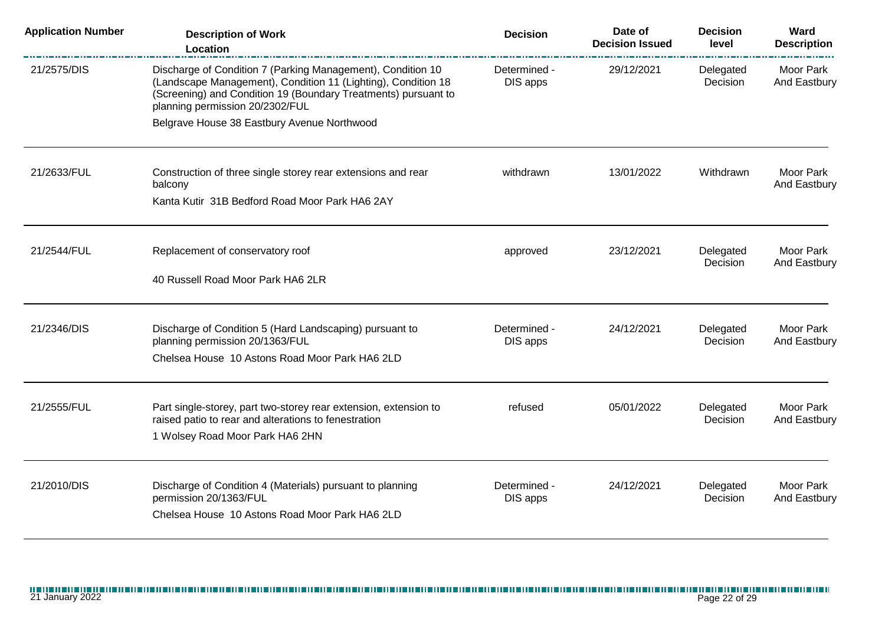| Application Number | Description of Work<br>Location | Decision | Date of Decision Issued | Decision level | Ward Description |
|---|---|---|---|---|---|
| 21/2575/DIS | Discharge of Condition 7 (Parking Management), Condition 10 (Landscape Management), Condition 11 (Lighting), Condition 18 (Screening) and Condition 19 (Boundary Treatments) pursuant to planning permission 20/2302/FUL<br>Belgrave House 38 Eastbury Avenue Northwood | Determined - DIS apps | 29/12/2021 | Delegated Decision | Moor Park And Eastbury |
| 21/2633/FUL | Construction of three single storey rear extensions and rear balcony<br>Kanta Kutir 31B Bedford Road Moor Park HA6 2AY | withdrawn | 13/01/2022 | Withdrawn | Moor Park And Eastbury |
| 21/2544/FUL | Replacement of conservatory roof<br>40 Russell Road Moor Park HA6 2LR | approved | 23/12/2021 | Delegated Decision | Moor Park And Eastbury |
| 21/2346/DIS | Discharge of Condition 5 (Hard Landscaping) pursuant to planning permission 20/1363/FUL<br>Chelsea House 10 Astons Road Moor Park HA6 2LD | Determined - DIS apps | 24/12/2021 | Delegated Decision | Moor Park And Eastbury |
| 21/2555/FUL | Part single-storey, part two-storey rear extension, extension to raised patio to rear and alterations to fenestration<br>1 Wolsey Road Moor Park HA6 2HN | refused | 05/01/2022 | Delegated Decision | Moor Park And Eastbury |
| 21/2010/DIS | Discharge of Condition 4 (Materials) pursuant to planning permission 20/1363/FUL<br>Chelsea House 10 Astons Road Moor Park HA6 2LD | Determined - DIS apps | 24/12/2021 | Delegated Decision | Moor Park And Eastbury |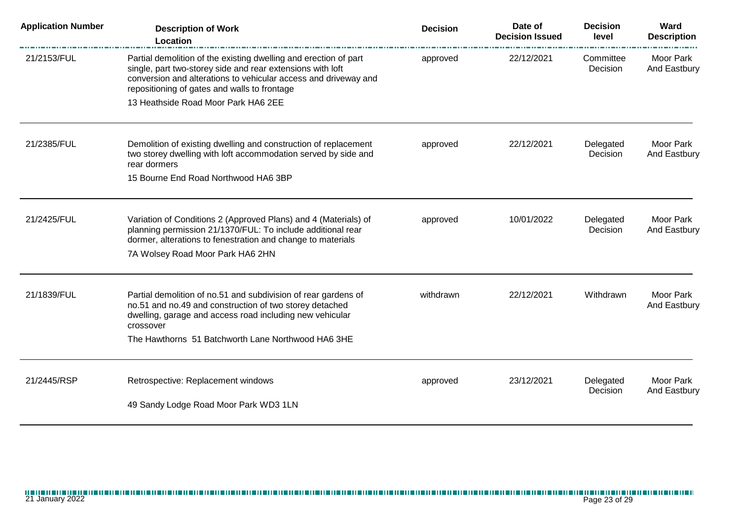| Application Number | Description of Work<br>Location | Decision | Date of Decision Issued | Decision level | Ward Description |
|---|---|---|---|---|---|
| 21/2153/FUL | Partial demolition of the existing dwelling and erection of part single, part two-storey side and rear extensions with loft conversion and alterations to vehicular access and driveway and repositioning of gates and walls to frontage<br>13 Heathside Road Moor Park HA6 2EE | approved | 22/12/2021 | Committee Decision | Moor Park And Eastbury |
| 21/2385/FUL | Demolition of existing dwelling and construction of replacement two storey dwelling with loft accommodation served by side and rear dormers<br>15 Bourne End Road Northwood HA6 3BP | approved | 22/12/2021 | Delegated Decision | Moor Park And Eastbury |
| 21/2425/FUL | Variation of Conditions 2 (Approved Plans) and 4 (Materials) of planning permission 21/1370/FUL: To include additional rear dormer, alterations to fenestration and change to materials<br>7A Wolsey Road Moor Park HA6 2HN | approved | 10/01/2022 | Delegated Decision | Moor Park And Eastbury |
| 21/1839/FUL | Partial demolition of no.51 and subdivision of rear gardens of no.51 and no.49 and construction of two storey detached dwelling, garage and access road including new vehicular crossover<br>The Hawthorns 51 Batchworth Lane Northwood HA6 3HE | withdrawn | 22/12/2021 | Withdrawn | Moor Park And Eastbury |
| 21/2445/RSP | Retrospective: Replacement windows<br>49 Sandy Lodge Road Moor Park WD3 1LN | approved | 23/12/2021 | Delegated Decision | Moor Park And Eastbury |

21 January 2022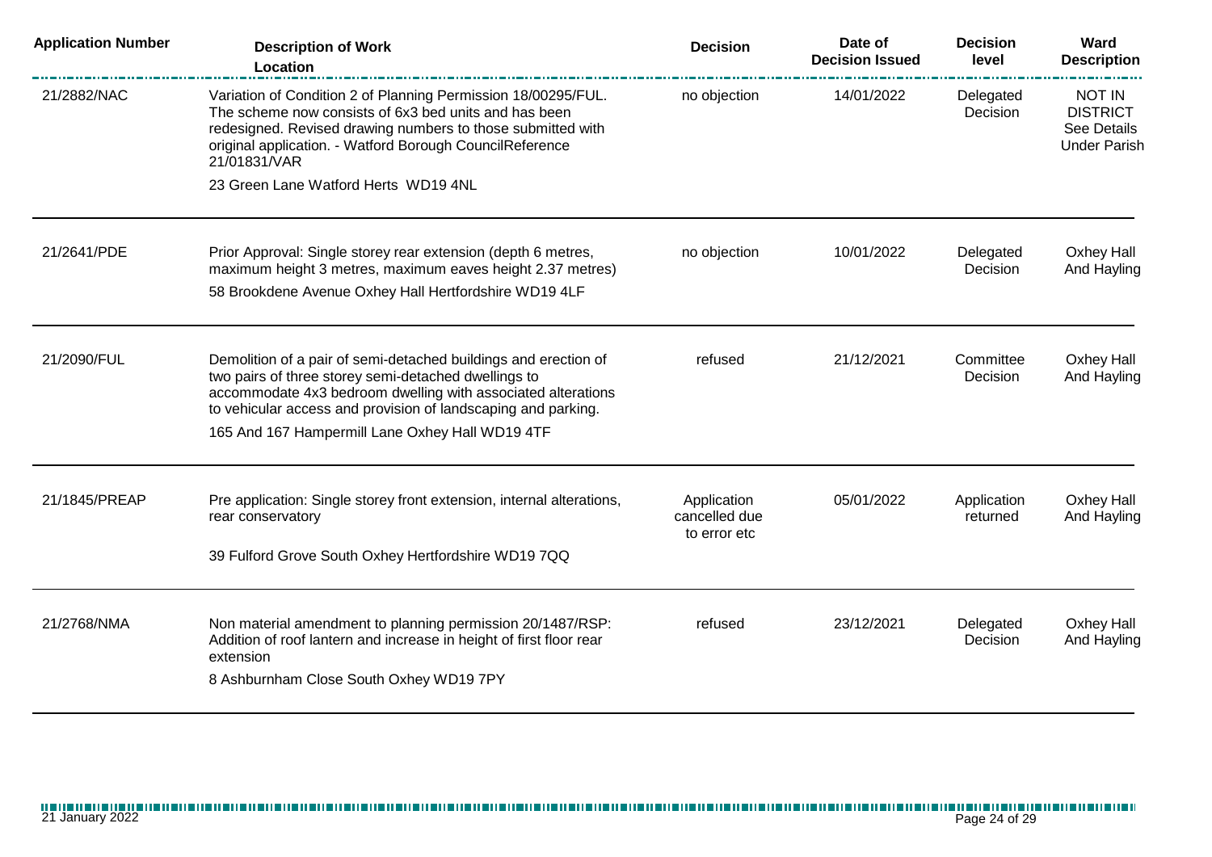| Application Number | Description of Work Location | Decision | Date of Decision Issued | Decision level | Ward Description |
|---|---|---|---|---|---|
| 21/2882/NAC | Variation of Condition 2 of Planning Permission 18/00295/FUL. The scheme now consists of 6x3 bed units and has been redesigned. Revised drawing numbers to those submitted with original application. - Watford Borough CouncilReference 21/01831/VAR<br>23 Green Lane Watford Herts WD19 4NL | no objection | 14/01/2022 | Delegated Decision | NOT IN DISTRICT See Details Under Parish |
| 21/2641/PDE | Prior Approval: Single storey rear extension (depth 6 metres, maximum height 3 metres, maximum eaves height 2.37 metres)<br>58 Brookdene Avenue Oxhey Hall Hertfordshire WD19 4LF | no objection | 10/01/2022 | Delegated Decision | Oxhey Hall And Hayling |
| 21/2090/FUL | Demolition of a pair of semi-detached buildings and erection of two pairs of three storey semi-detached dwellings to accommodate 4x3 bedroom dwelling with associated alterations to vehicular access and provision of landscaping and parking.<br>165 And 167 Hampermill Lane Oxhey Hall WD19 4TF | refused | 21/12/2021 | Committee Decision | Oxhey Hall And Hayling |
| 21/1845/PREAP | Pre application: Single storey front extension, internal alterations, rear conservatory<br>39 Fulford Grove South Oxhey Hertfordshire WD19 7QQ | Application cancelled due to error etc | 05/01/2022 | Application returned | Oxhey Hall And Hayling |
| 21/2768/NMA | Non material amendment to planning permission 20/1487/RSP: Addition of roof lantern and increase in height of first floor rear extension<br>8 Ashburnham Close South Oxhey WD19 7PY | refused | 23/12/2021 | Delegated Decision | Oxhey Hall And Hayling |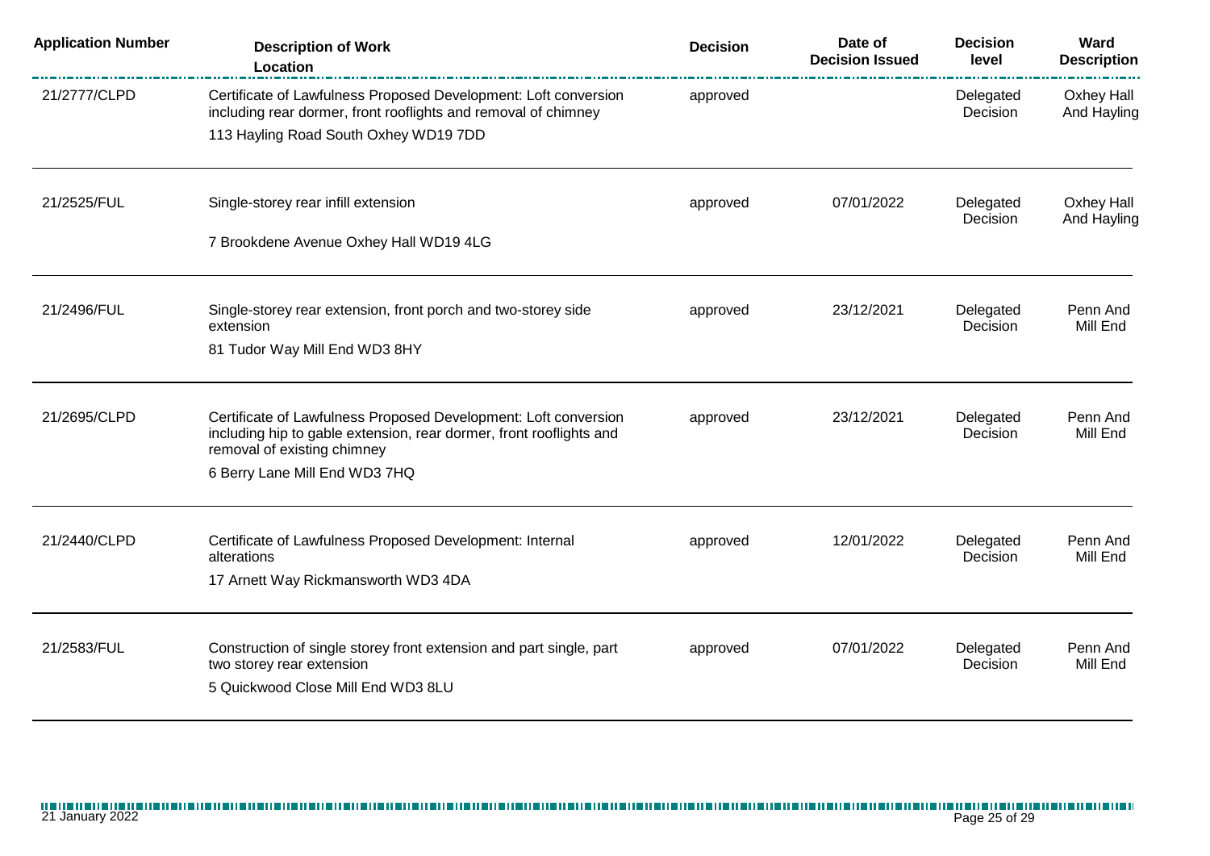| Application Number | Description of Work<br>Location | Decision | Date of Decision Issued | Decision level | Ward Description |
|---|---|---|---|---|---|
| 21/2777/CLPD | Certificate of Lawfulness Proposed Development: Loft conversion including rear dormer, front rooflights and removal of chimney<br>113 Hayling Road South Oxhey WD19 7DD | approved | | Delegated Decision | Oxhey Hall And Hayling |
| 21/2525/FUL | Single-storey rear infill extension<br>7 Brookdene Avenue Oxhey Hall WD19 4LG | approved | 07/01/2022 | Delegated Decision | Oxhey Hall And Hayling |
| 21/2496/FUL | Single-storey rear extension, front porch and two-storey side extension<br>81 Tudor Way Mill End WD3 8HY | approved | 23/12/2021 | Delegated Decision | Penn And Mill End |
| 21/2695/CLPD | Certificate of Lawfulness Proposed Development: Loft conversion including hip to gable extension, rear dormer, front rooflights and removal of existing chimney<br>6 Berry Lane Mill End WD3 7HQ | approved | 23/12/2021 | Delegated Decision | Penn And Mill End |
| 21/2440/CLPD | Certificate of Lawfulness Proposed Development: Internal alterations<br>17 Arnett Way Rickmansworth WD3 4DA | approved | 12/01/2022 | Delegated Decision | Penn And Mill End |
| 21/2583/FUL | Construction of single storey front extension and part single, part two storey rear extension<br>5 Quickwood Close Mill End WD3 8LU | approved | 07/01/2022 | Delegated Decision | Penn And Mill End |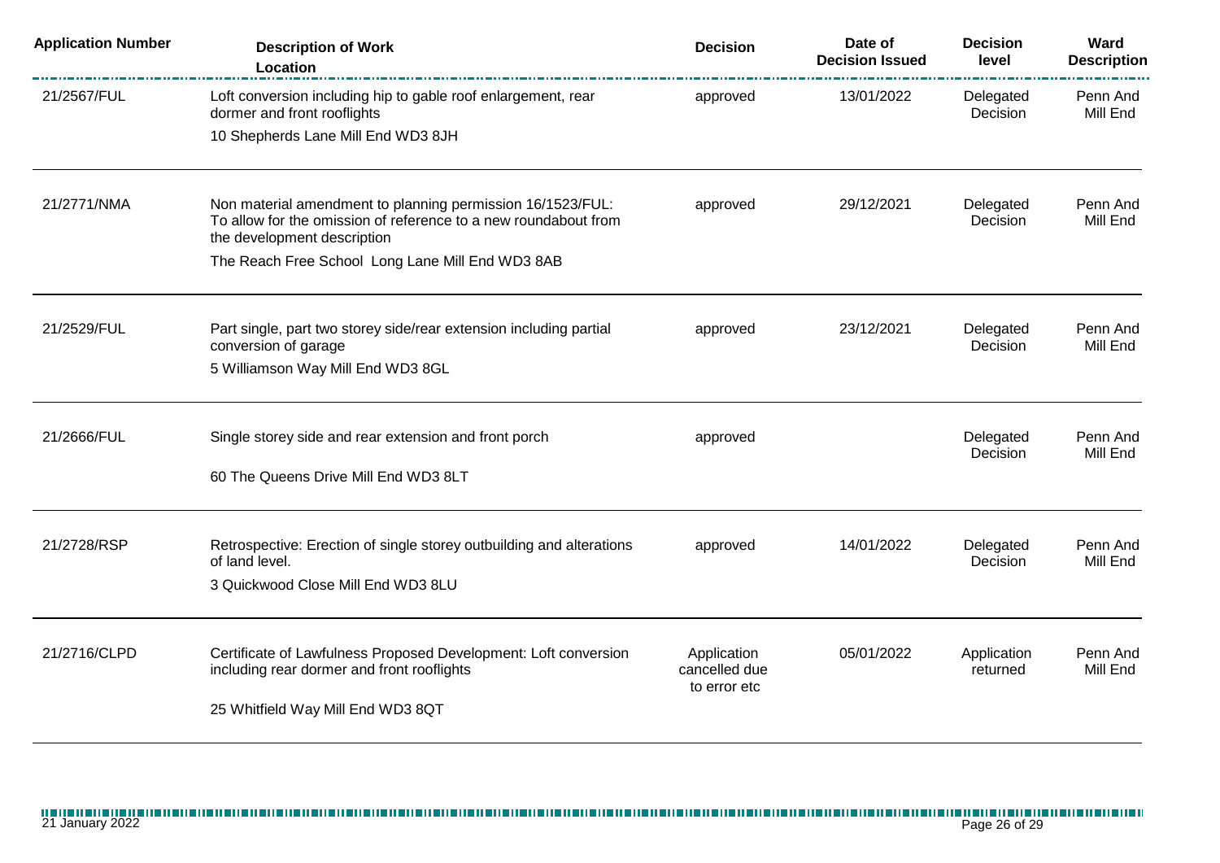| Application Number | Description of Work<br>Location | Decision | Date of Decision Issued | Decision level | Ward Description |
|---|---|---|---|---|---|
| 21/2567/FUL | Loft conversion including hip to gable roof enlargement, rear dormer and front rooflights<br>10 Shepherds Lane Mill End WD3 8JH | approved | 13/01/2022 | Delegated Decision | Penn And Mill End |
| 21/2771/NMA | Non material amendment to planning permission 16/1523/FUL: To allow for the omission of reference to a new roundabout from the development description<br>The Reach Free School Long Lane Mill End WD3 8AB | approved | 29/12/2021 | Delegated Decision | Penn And Mill End |
| 21/2529/FUL | Part single, part two storey side/rear extension including partial conversion of garage<br>5 Williamson Way Mill End WD3 8GL | approved | 23/12/2021 | Delegated Decision | Penn And Mill End |
| 21/2666/FUL | Single storey side and rear extension and front porch<br>60 The Queens Drive Mill End WD3 8LT | approved | | Delegated Decision | Penn And Mill End |
| 21/2728/RSP | Retrospective: Erection of single storey outbuilding and alterations of land level.<br>3 Quickwood Close Mill End WD3 8LU | approved | 14/01/2022 | Delegated Decision | Penn And Mill End |
| 21/2716/CLPD | Certificate of Lawfulness Proposed Development: Loft conversion including rear dormer and front rooflights<br>25 Whitfield Way Mill End WD3 8QT | Application cancelled due to error etc | 05/01/2022 | Application returned | Penn And Mill End |

21 January 2022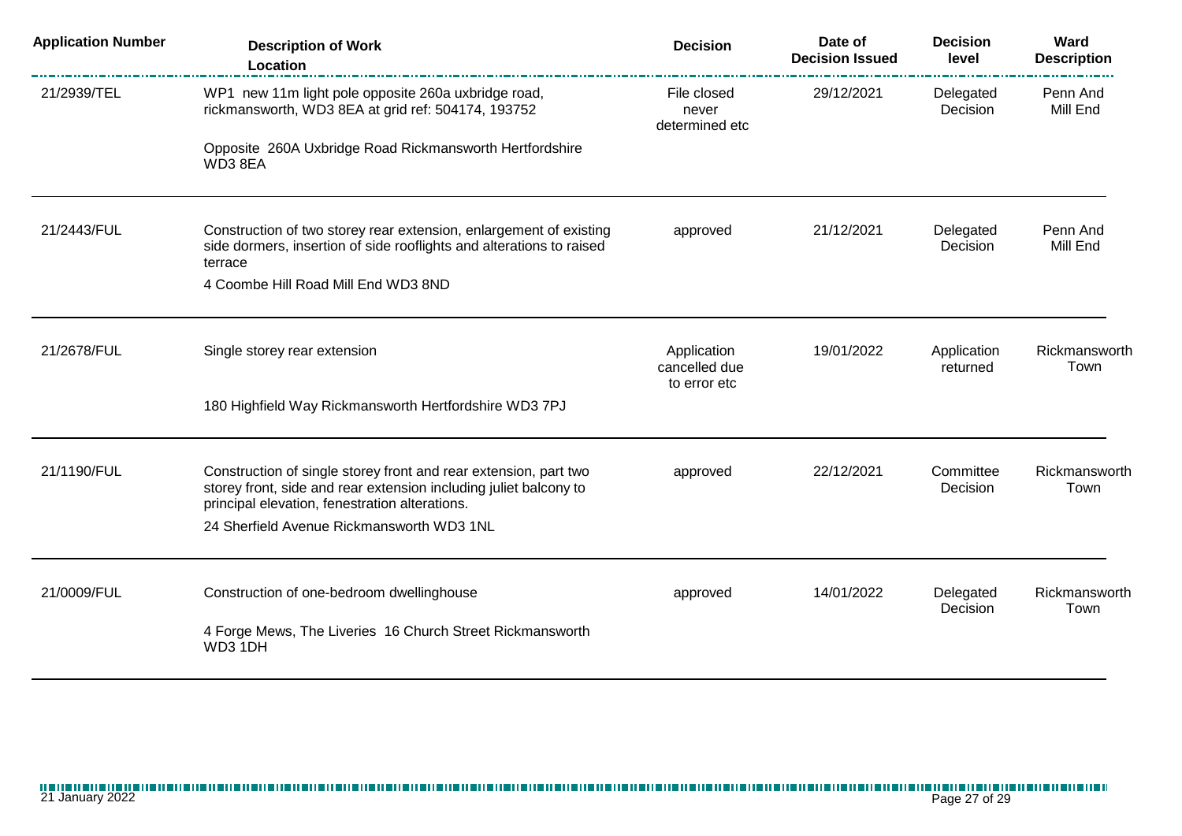| Application Number | Description of Work<br>Location | Decision | Date of Decision Issued | Decision level | Ward Description |
|---|---|---|---|---|---|
| 21/2939/TEL | WP1 new 11m light pole opposite 260a uxbridge road, rickmansworth, WD3 8EA at grid ref: 504174, 193752<br>Opposite 260A Uxbridge Road Rickmansworth Hertfordshire WD3 8EA | File closed never determined etc | 29/12/2021 | Delegated Decision | Penn And Mill End |
| 21/2443/FUL | Construction of two storey rear extension, enlargement of existing side dormers, insertion of side rooflights and alterations to raised terrace<br>4 Coombe Hill Road Mill End WD3 8ND | approved | 21/12/2021 | Delegated Decision | Penn And Mill End |
| 21/2678/FUL | Single storey rear extension<br>180 Highfield Way Rickmansworth Hertfordshire WD3 7PJ | Application cancelled due to error etc | 19/01/2022 | Application returned | Rickmansworth Town |
| 21/1190/FUL | Construction of single storey front and rear extension, part two storey front, side and rear extension including juliet balcony to principal elevation, fenestration alterations.<br>24 Sherfield Avenue Rickmansworth WD3 1NL | approved | 22/12/2021 | Committee Decision | Rickmansworth Town |
| 21/0009/FUL | Construction of one-bedroom dwellinghouse<br>4 Forge Mews, The Liveries 16 Church Street Rickmansworth WD3 1DH | approved | 14/01/2022 | Delegated Decision | Rickmansworth Town |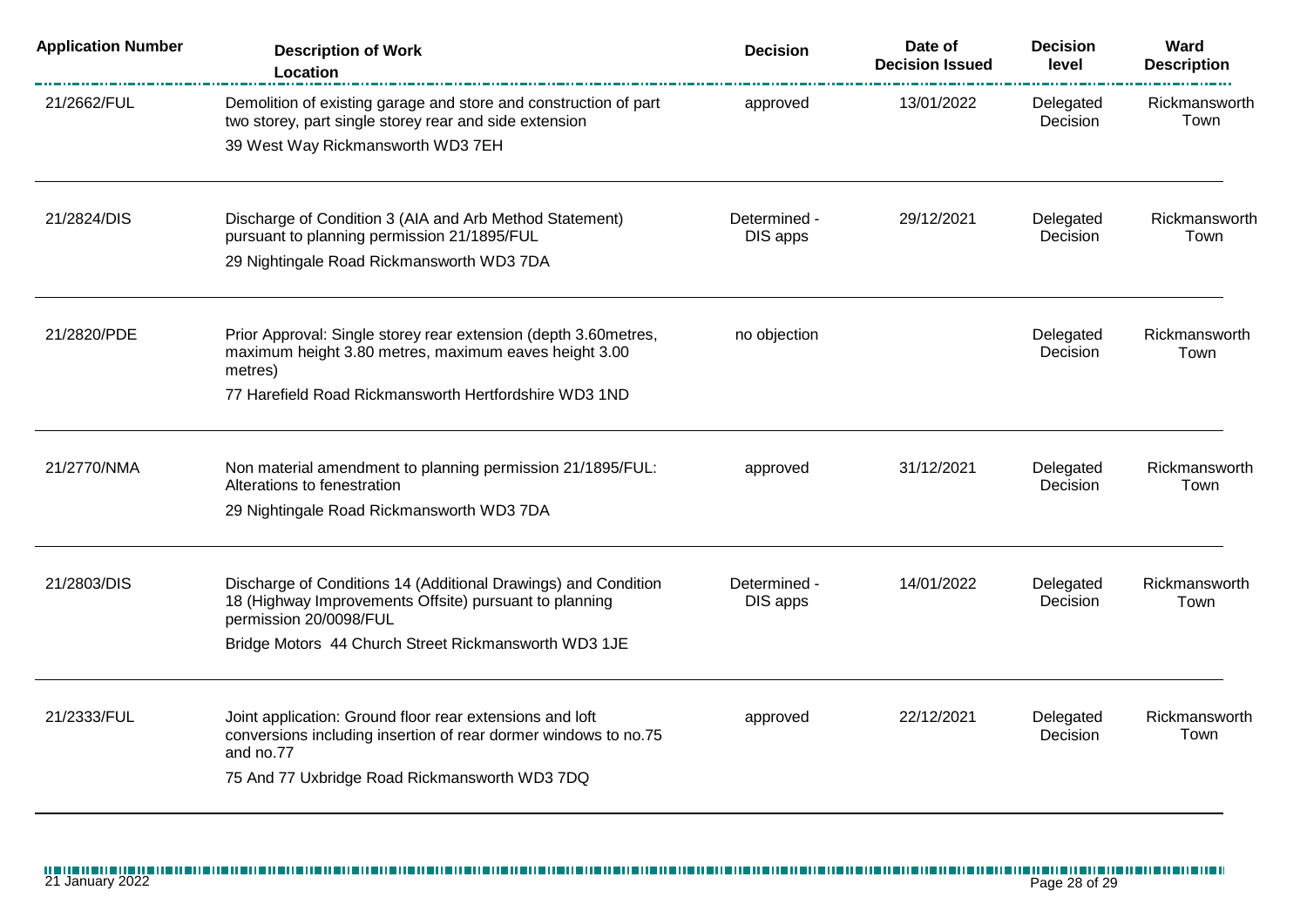| Application Number | Description of Work Location | Decision | Date of Decision Issued | Decision level | Ward Description |
|---|---|---|---|---|---|
| 21/2662/FUL | Demolition of existing garage and store and construction of part two storey, part single storey rear and side extension<br>39 West Way Rickmansworth WD3 7EH | approved | 13/01/2022 | Delegated Decision | Rickmansworth Town |
| 21/2824/DIS | Discharge of Condition 3 (AIA and Arb Method Statement) pursuant to planning permission 21/1895/FUL<br>29 Nightingale Road Rickmansworth WD3 7DA | Determined - DIS apps | 29/12/2021 | Delegated Decision | Rickmansworth Town |
| 21/2820/PDE | Prior Approval: Single storey rear extension (depth 3.60metres, maximum height 3.80 metres, maximum eaves height 3.00 metres)<br>77 Harefield Road Rickmansworth Hertfordshire WD3 1ND | no objection | | Delegated Decision | Rickmansworth Town |
| 21/2770/NMA | Non material amendment to planning permission 21/1895/FUL: Alterations to fenestration<br>29 Nightingale Road Rickmansworth WD3 7DA | approved | 31/12/2021 | Delegated Decision | Rickmansworth Town |
| 21/2803/DIS | Discharge of Conditions 14 (Additional Drawings) and Condition 18 (Highway Improvements Offsite) pursuant to planning permission 20/0098/FUL<br>Bridge Motors 44 Church Street Rickmansworth WD3 1JE | Determined - DIS apps | 14/01/2022 | Delegated Decision | Rickmansworth Town |
| 21/2333/FUL | Joint application: Ground floor rear extensions and loft conversions including insertion of rear dormer windows to no.75 and no.77<br>75 And 77 Uxbridge Road Rickmansworth WD3 7DQ | approved | 22/12/2021 | Delegated Decision | Rickmansworth Town |

21 January 2022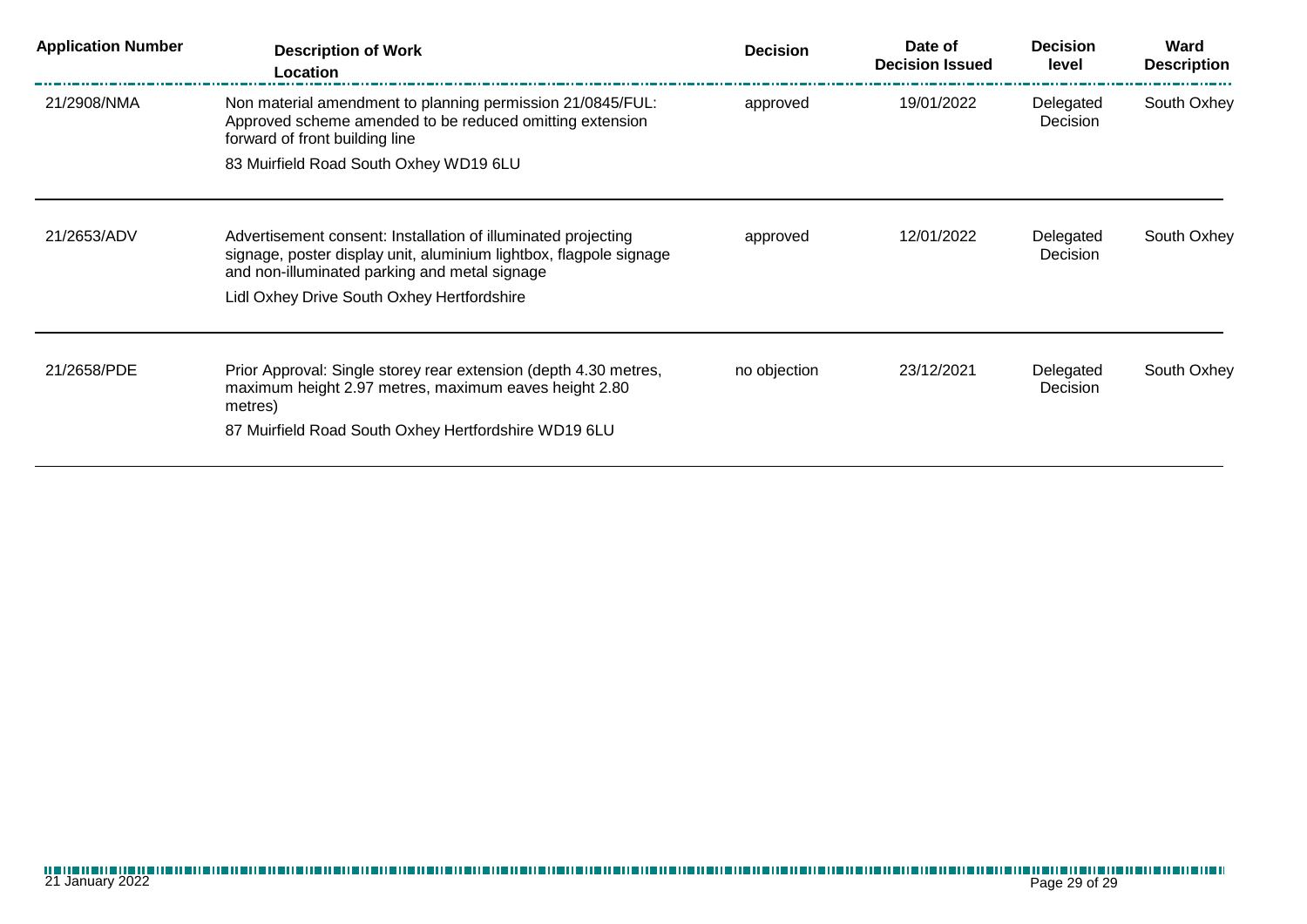| Application Number | Description of Work<br>Location | Decision | Date of Decision Issued | Decision level | Ward Description |
|---|---|---|---|---|---|
| 21/2908/NMA | Non material amendment to planning permission 21/0845/FUL: Approved scheme amended to be reduced omitting extension forward of front building line<br>83 Muirfield Road South Oxhey WD19 6LU | approved | 19/01/2022 | Delegated Decision | South Oxhey |
| 21/2653/ADV | Advertisement consent: Installation of illuminated projecting signage, poster display unit, aluminium lightbox, flagpole signage and non-illuminated parking and metal signage<br>Lidl Oxhey Drive South Oxhey Hertfordshire | approved | 12/01/2022 | Delegated Decision | South Oxhey |
| 21/2658/PDE | Prior Approval: Single storey rear extension (depth 4.30 metres, maximum height 2.97 metres, maximum eaves height 2.80 metres)<br>87 Muirfield Road South Oxhey Hertfordshire WD19 6LU | no objection | 23/12/2021 | Delegated Decision | South Oxhey |